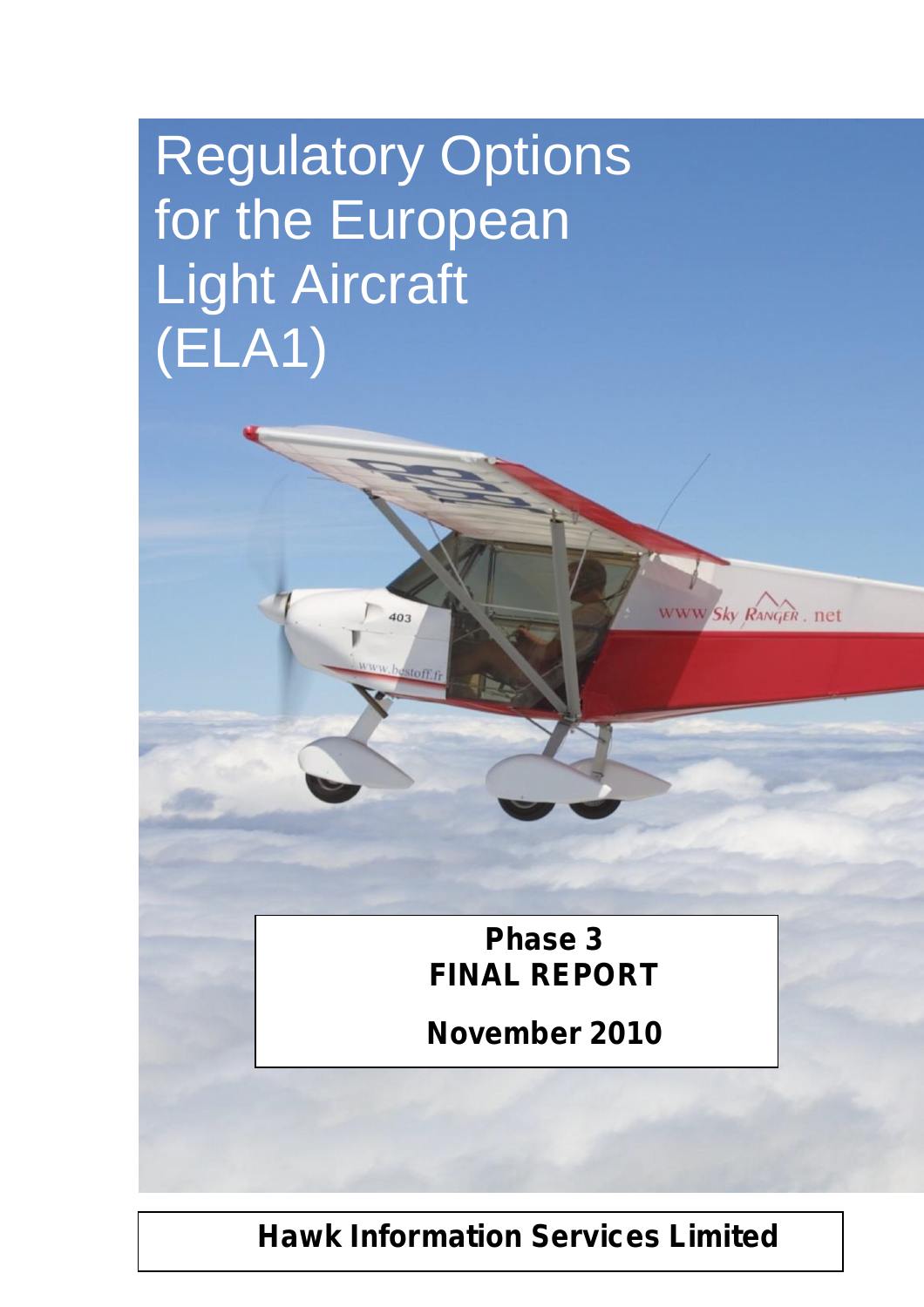# Regulatory Options for the European Light Aircraft (ELA1)

**Phase 3**
**FINAL REPORT**

**November 2010**

**Hawk Information Services Limited**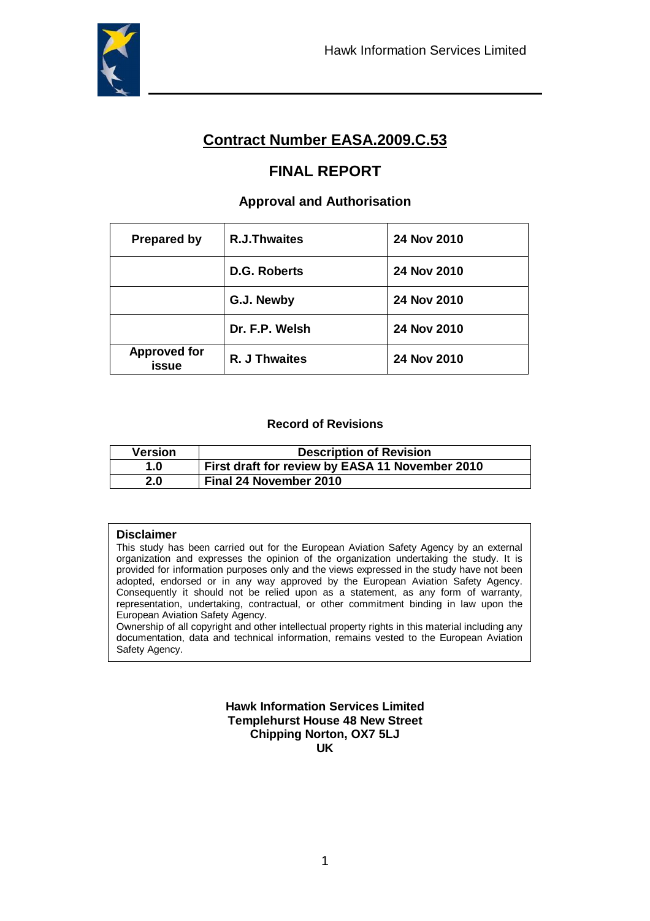Hawk Information Services Limited

# Contract Number EASA.2009.C.53

## FINAL REPORT

### Approval and Authorisation

| Prepared by | R.J.Thwaites | 24 Nov 2010 |
|---|---|---|
| | D.G. Roberts | 24 Nov 2010 |
| | G.J. Newby | 24 Nov 2010 |
| | Dr. F.P. Welsh | 24 Nov 2010 |
| Approved for issue | R. J Thwaites | 24 Nov 2010 |

### Record of Revisions

| Version | Description of Revision |
|---|---|
| 1.0 | First draft for review by EASA 11 November 2010 |
| 2.0 | Final 24 November 2010 |

**Disclaimer**

This study has been carried out for the European Aviation Safety Agency by an external organization and expresses the opinion of the organization undertaking the study. It is provided for information purposes only and the views expressed in the study have not been adopted, endorsed or in any way approved by the European Aviation Safety Agency. Consequently it should not be relied upon as a statement, as any form of warranty, representation, undertaking, contractual, or other commitment binding in law upon the European Aviation Safety Agency.

Ownership of all copyright and other intellectual property rights in this material including any documentation, data and technical information, remains vested to the European Aviation Safety Agency.

**Hawk Information Services Limited**
**Templehurst House 48 New Street**
**Chipping Norton, OX7 5LJ**
**UK**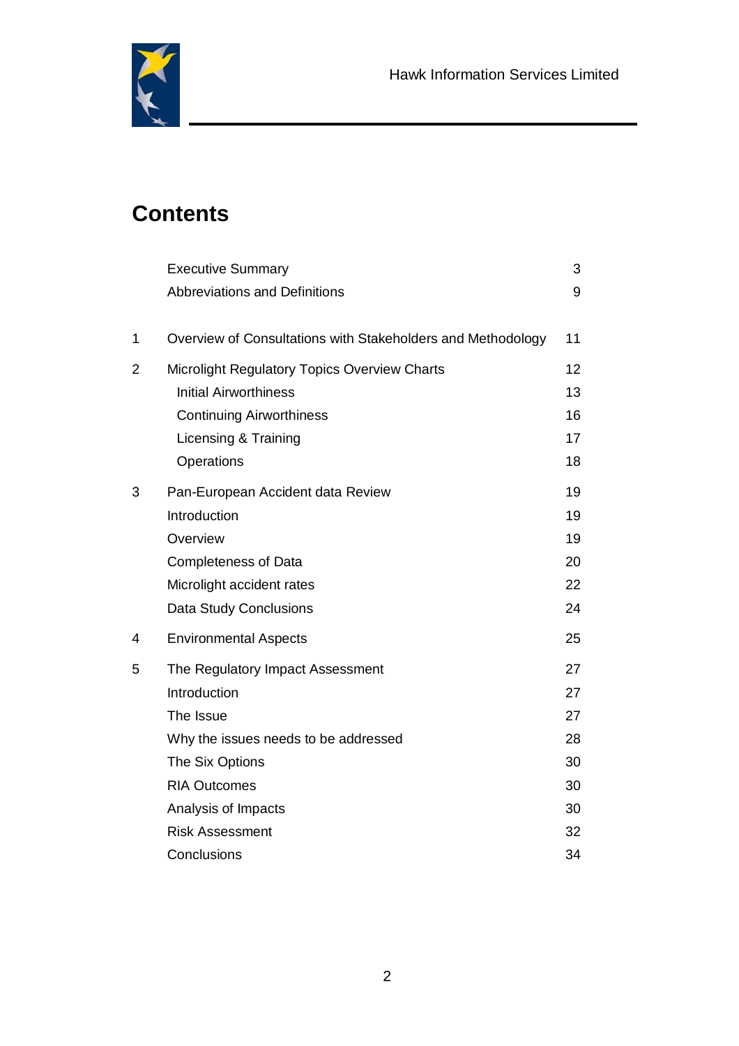# Contents

| | | |
|---|---|---|
| | Executive Summary | 3 |
| | Abbreviations and Definitions | 9 |
| 1 | Overview of Consultations with Stakeholders and Methodology | 11 |
| 2 | Microlight Regulatory Topics Overview Charts | 12 |
| | Initial Airworthiness | 13 |
| | Continuing Airworthiness | 16 |
| | Licensing & Training | 17 |
| | Operations | 18 |
| 3 | Pan-European Accident data Review | 19 |
| | Introduction | 19 |
| | Overview | 19 |
| | Completeness of Data | 20 |
| | Microlight accident rates | 22 |
| | Data Study Conclusions | 24 |
| 4 | Environmental Aspects | 25 |
| 5 | The Regulatory Impact Assessment | 27 |
| | Introduction | 27 |
| | The Issue | 27 |
| | Why the issues needs to be addressed | 28 |
| | The Six Options | 30 |
| | RIA Outcomes | 30 |
| | Analysis of Impacts | 30 |
| | Risk Assessment | 32 |
| | Conclusions | 34 |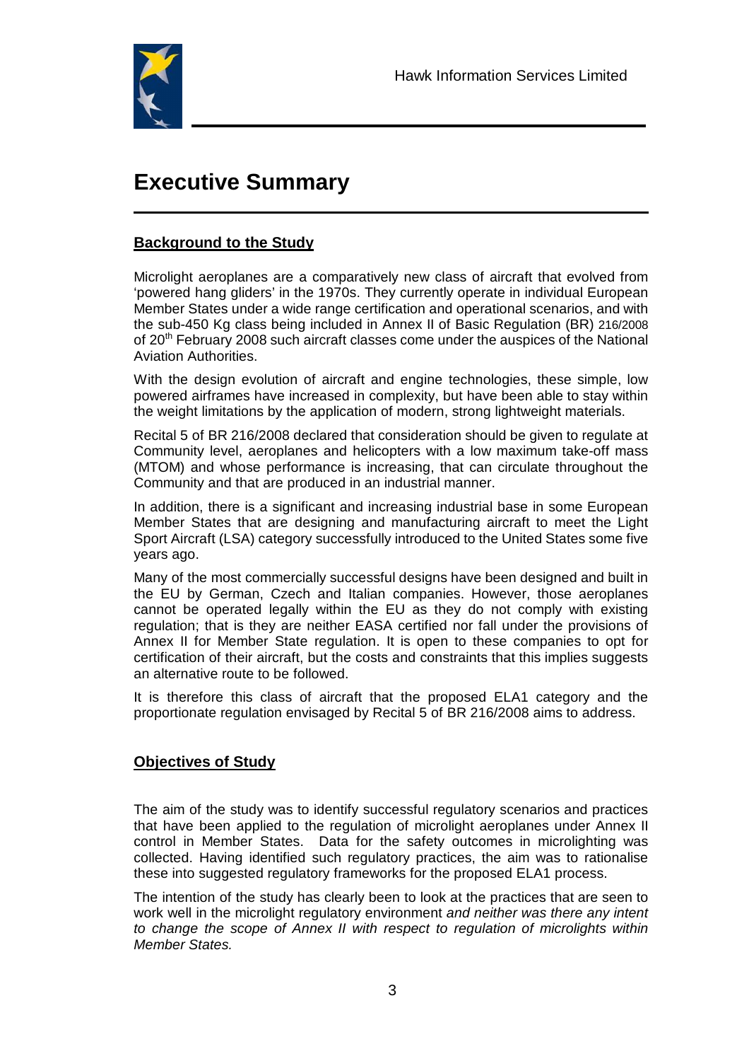# Executive Summary

## Background to the Study

Microlight aeroplanes are a comparatively new class of aircraft that evolved from 'powered hang gliders' in the 1970s. They currently operate in individual European Member States under a wide range certification and operational scenarios, and with the sub-450 Kg class being included in Annex II of Basic Regulation (BR) 216/2008 of 20th February 2008 such aircraft classes come under the auspices of the National Aviation Authorities.

With the design evolution of aircraft and engine technologies, these simple, low powered airframes have increased in complexity, but have been able to stay within the weight limitations by the application of modern, strong lightweight materials.

Recital 5 of BR 216/2008 declared that consideration should be given to regulate at Community level, aeroplanes and helicopters with a low maximum take-off mass (MTOM) and whose performance is increasing, that can circulate throughout the Community and that are produced in an industrial manner.

In addition, there is a significant and increasing industrial base in some European Member States that are designing and manufacturing aircraft to meet the Light Sport Aircraft (LSA) category successfully introduced to the United States some five years ago.

Many of the most commercially successful designs have been designed and built in the EU by German, Czech and Italian companies. However, those aeroplanes cannot be operated legally within the EU as they do not comply with existing regulation; that is they are neither EASA certified nor fall under the provisions of Annex II for Member State regulation. It is open to these companies to opt for certification of their aircraft, but the costs and constraints that this implies suggests an alternative route to be followed.

It is therefore this class of aircraft that the proposed ELA1 category and the proportionate regulation envisaged by Recital 5 of BR 216/2008 aims to address.

## Objectives of Study

The aim of the study was to identify successful regulatory scenarios and practices that have been applied to the regulation of microlight aeroplanes under Annex II control in Member States. Data for the safety outcomes in microlighting was collected. Having identified such regulatory practices, the aim was to rationalise these into suggested regulatory frameworks for the proposed ELA1 process.

The intention of the study has clearly been to look at the practices that are seen to work well in the microlight regulatory environment *and neither was there any intent to change the scope of Annex II with respect to regulation of microlights within Member States.*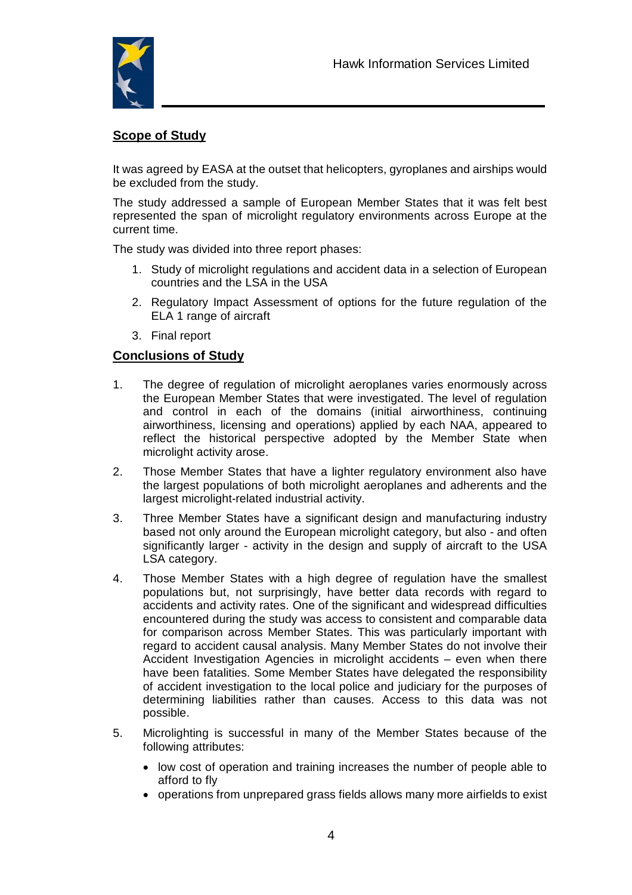## Scope of Study

It was agreed by EASA at the outset that helicopters, gyroplanes and airships would be excluded from the study.

The study addressed a sample of European Member States that it was felt best represented the span of microlight regulatory environments across Europe at the current time.

The study was divided into three report phases:

1. Study of microlight regulations and accident data in a selection of European countries and the LSA in the USA
2. Regulatory Impact Assessment of options for the future regulation of the ELA 1 range of aircraft
3. Final report

## Conclusions of Study

1. The degree of regulation of microlight aeroplanes varies enormously across the European Member States that were investigated. The level of regulation and control in each of the domains (initial airworthiness, continuing airworthiness, licensing and operations) applied by each NAA, appeared to reflect the historical perspective adopted by the Member State when microlight activity arose.
2. Those Member States that have a lighter regulatory environment also have the largest populations of both microlight aeroplanes and adherents and the largest microlight-related industrial activity.
3. Three Member States have a significant design and manufacturing industry based not only around the European microlight category, but also - and often significantly larger - activity in the design and supply of aircraft to the USA LSA category.
4. Those Member States with a high degree of regulation have the smallest populations but, not surprisingly, have better data records with regard to accidents and activity rates. One of the significant and widespread difficulties encountered during the study was access to consistent and comparable data for comparison across Member States. This was particularly important with regard to accident causal analysis. Many Member States do not involve their Accident Investigation Agencies in microlight accidents – even when there have been fatalities. Some Member States have delegated the responsibility of accident investigation to the local police and judiciary for the purposes of determining liabilities rather than causes. Access to this data was not possible.
5. Microlighting is successful in many of the Member States because of the following attributes:
   - low cost of operation and training increases the number of people able to afford to fly
   - operations from unprepared grass fields allows many more airfields to exist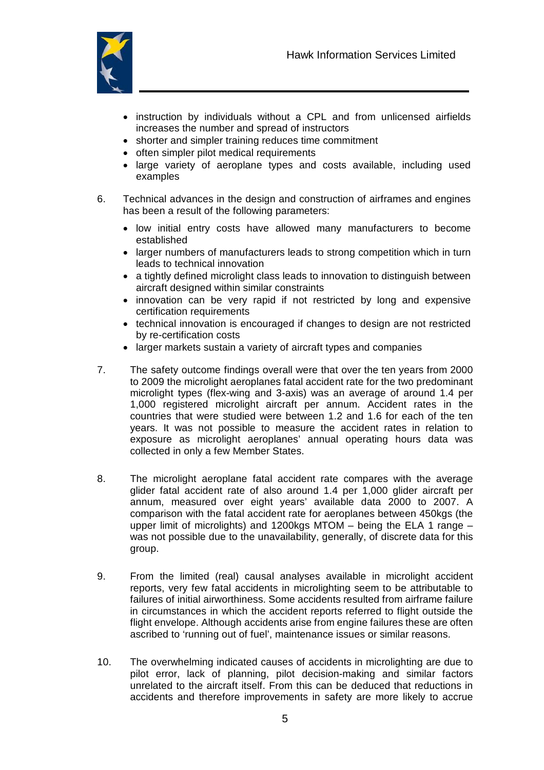- instruction by individuals without a CPL and from unlicensed airfields increases the number and spread of instructors
- shorter and simpler training reduces time commitment
- often simpler pilot medical requirements
- large variety of aeroplane types and costs available, including used examples

6. Technical advances in the design and construction of airframes and engines has been a result of the following parameters:

   - low initial entry costs have allowed many manufacturers to become established
   - larger numbers of manufacturers leads to strong competition which in turn leads to technical innovation
   - a tightly defined microlight class leads to innovation to distinguish between aircraft designed within similar constraints
   - innovation can be very rapid if not restricted by long and expensive certification requirements
   - technical innovation is encouraged if changes to design are not restricted by re-certification costs
   - larger markets sustain a variety of aircraft types and companies

7. The safety outcome findings overall were that over the ten years from 2000 to 2009 the microlight aeroplanes fatal accident rate for the two predominant microlight types (flex-wing and 3-axis) was an average of around 1.4 per 1,000 registered microlight aircraft per annum. Accident rates in the countries that were studied were between 1.2 and 1.6 for each of the ten years. It was not possible to measure the accident rates in relation to exposure as microlight aeroplanes' annual operating hours data was collected in only a few Member States.

8. The microlight aeroplane fatal accident rate compares with the average glider fatal accident rate of also around 1.4 per 1,000 glider aircraft per annum, measured over eight years' available data 2000 to 2007. A comparison with the fatal accident rate for aeroplanes between 450kgs (the upper limit of microlights) and 1200kgs MTOM – being the ELA 1 range – was not possible due to the unavailability, generally, of discrete data for this group.

9. From the limited (real) causal analyses available in microlight accident reports, very few fatal accidents in microlighting seem to be attributable to failures of initial airworthiness. Some accidents resulted from airframe failure in circumstances in which the accident reports referred to flight outside the flight envelope. Although accidents arise from engine failures these are often ascribed to 'running out of fuel', maintenance issues or similar reasons.

10. The overwhelming indicated causes of accidents in microlighting are due to pilot error, lack of planning, pilot decision-making and similar factors unrelated to the aircraft itself. From this can be deduced that reductions in accidents and therefore improvements in safety are more likely to accrue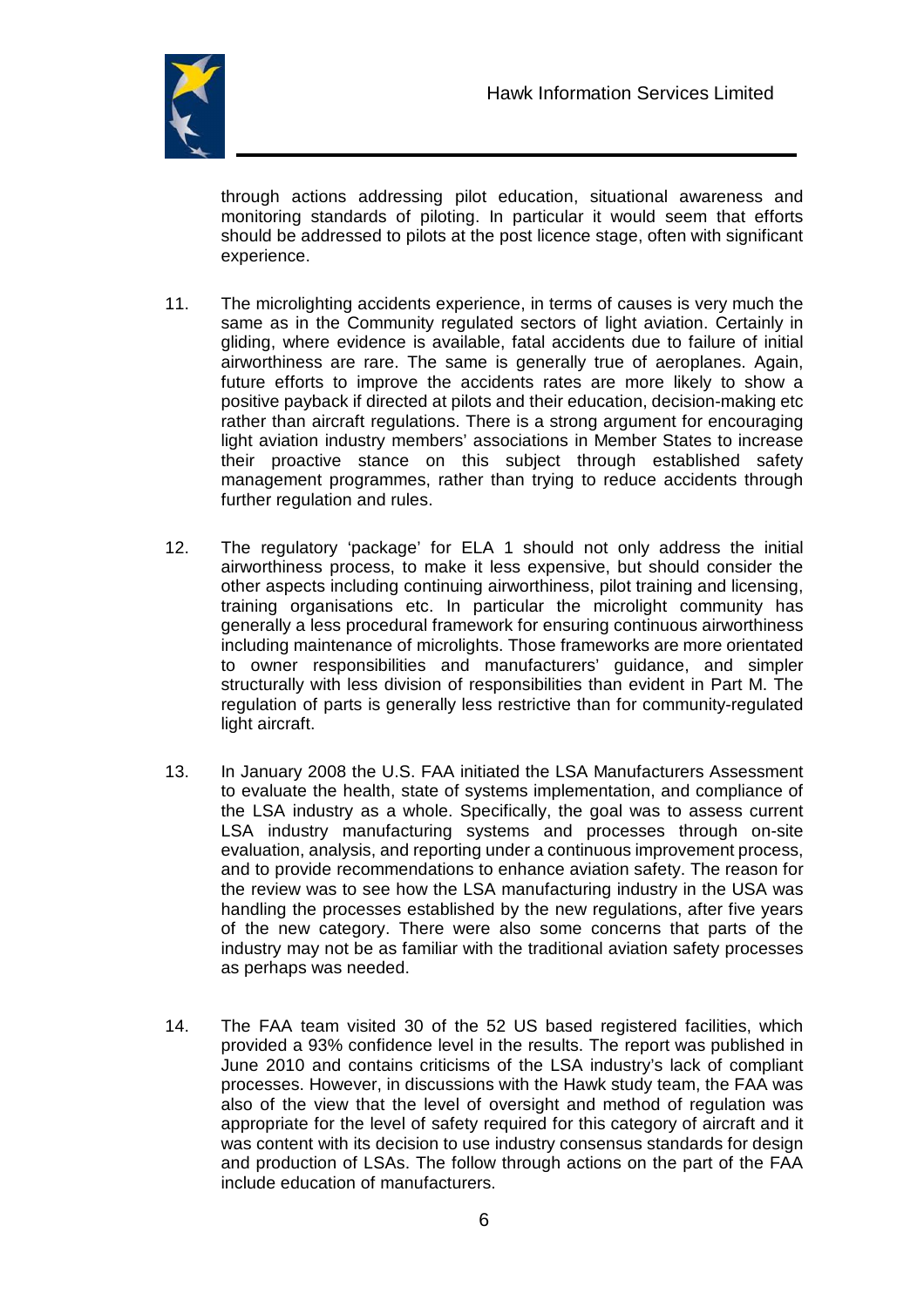through actions addressing pilot education, situational awareness and monitoring standards of piloting. In particular it would seem that efforts should be addressed to pilots at the post licence stage, often with significant experience.

11. The microlighting accidents experience, in terms of causes is very much the same as in the Community regulated sectors of light aviation. Certainly in gliding, where evidence is available, fatal accidents due to failure of initial airworthiness are rare. The same is generally true of aeroplanes. Again, future efforts to improve the accidents rates are more likely to show a positive payback if directed at pilots and their education, decision-making etc rather than aircraft regulations. There is a strong argument for encouraging light aviation industry members' associations in Member States to increase their proactive stance on this subject through established safety management programmes, rather than trying to reduce accidents through further regulation and rules.

12. The regulatory 'package' for ELA 1 should not only address the initial airworthiness process, to make it less expensive, but should consider the other aspects including continuing airworthiness, pilot training and licensing, training organisations etc. In particular the microlight community has generally a less procedural framework for ensuring continuous airworthiness including maintenance of microlights. Those frameworks are more orientated to owner responsibilities and manufacturers' guidance, and simpler structurally with less division of responsibilities than evident in Part M. The regulation of parts is generally less restrictive than for community-regulated light aircraft.

13. In January 2008 the U.S. FAA initiated the LSA Manufacturers Assessment to evaluate the health, state of systems implementation, and compliance of the LSA industry as a whole. Specifically, the goal was to assess current LSA industry manufacturing systems and processes through on-site evaluation, analysis, and reporting under a continuous improvement process, and to provide recommendations to enhance aviation safety. The reason for the review was to see how the LSA manufacturing industry in the USA was handling the processes established by the new regulations, after five years of the new category. There were also some concerns that parts of the industry may not be as familiar with the traditional aviation safety processes as perhaps was needed.

14. The FAA team visited 30 of the 52 US based registered facilities, which provided a 93% confidence level in the results. The report was published in June 2010 and contains criticisms of the LSA industry's lack of compliant processes. However, in discussions with the Hawk study team, the FAA was also of the view that the level of oversight and method of regulation was appropriate for the level of safety required for this category of aircraft and it was content with its decision to use industry consensus standards for design and production of LSAs. The follow through actions on the part of the FAA include education of manufacturers.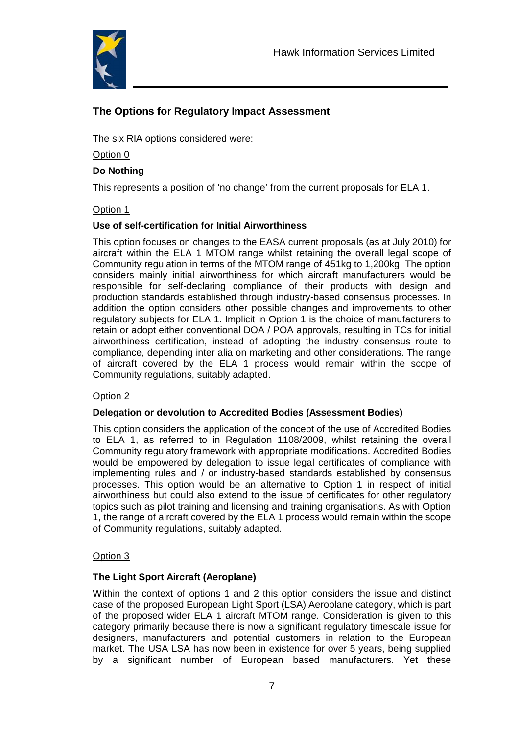## The Options for Regulatory Impact Assessment

The six RIA options considered were:

Option 0

**Do Nothing**

This represents a position of 'no change' from the current proposals for ELA 1.

Option 1

**Use of self-certification for Initial Airworthiness**

This option focuses on changes to the EASA current proposals (as at July 2010) for aircraft within the ELA 1 MTOM range whilst retaining the overall legal scope of Community regulation in terms of the MTOM range of 451kg to 1,200kg. The option considers mainly initial airworthiness for which aircraft manufacturers would be responsible for self-declaring compliance of their products with design and production standards established through industry-based consensus processes. In addition the option considers other possible changes and improvements to other regulatory subjects for ELA 1. Implicit in Option 1 is the choice of manufacturers to retain or adopt either conventional DOA / POA approvals, resulting in TCs for initial airworthiness certification, instead of adopting the industry consensus route to compliance, depending inter alia on marketing and other considerations. The range of aircraft covered by the ELA 1 process would remain within the scope of Community regulations, suitably adapted.

Option 2

**Delegation or devolution to Accredited Bodies (Assessment Bodies)**

This option considers the application of the concept of the use of Accredited Bodies to ELA 1, as referred to in Regulation 1108/2009, whilst retaining the overall Community regulatory framework with appropriate modifications. Accredited Bodies would be empowered by delegation to issue legal certificates of compliance with implementing rules and / or industry-based standards established by consensus processes. This option would be an alternative to Option 1 in respect of initial airworthiness but could also extend to the issue of certificates for other regulatory topics such as pilot training and licensing and training organisations. As with Option 1, the range of aircraft covered by the ELA 1 process would remain within the scope of Community regulations, suitably adapted.

Option 3

**The Light Sport Aircraft (Aeroplane)**

Within the context of options 1 and 2 this option considers the issue and distinct case of the proposed European Light Sport (LSA) Aeroplane category, which is part of the proposed wider ELA 1 aircraft MTOM range. Consideration is given to this category primarily because there is now a significant regulatory timescale issue for designers, manufacturers and potential customers in relation to the European market. The USA LSA has now been in existence for over 5 years, being supplied by a significant number of European based manufacturers. Yet these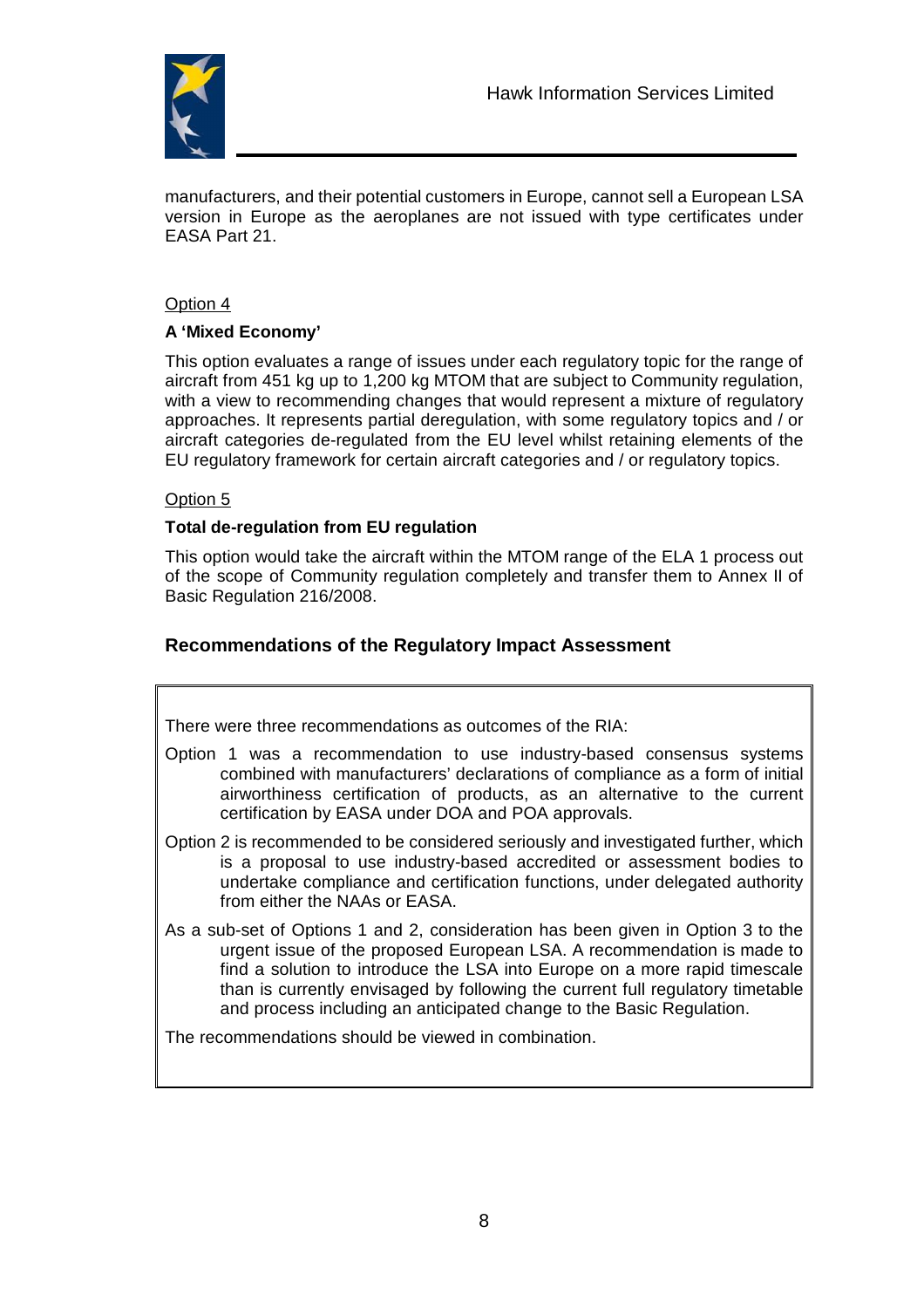manufacturers, and their potential customers in Europe, cannot sell a European LSA version in Europe as the aeroplanes are not issued with type certificates under EASA Part 21.

Option 4

**A 'Mixed Economy'**

This option evaluates a range of issues under each regulatory topic for the range of aircraft from 451 kg up to 1,200 kg MTOM that are subject to Community regulation, with a view to recommending changes that would represent a mixture of regulatory approaches. It represents partial deregulation, with some regulatory topics and / or aircraft categories de-regulated from the EU level whilst retaining elements of the EU regulatory framework for certain aircraft categories and / or regulatory topics.

Option 5

**Total de-regulation from EU regulation**

This option would take the aircraft within the MTOM range of the ELA 1 process out of the scope of Community regulation completely and transfer them to Annex II of Basic Regulation 216/2008.

## Recommendations of the Regulatory Impact Assessment

There were three recommendations as outcomes of the RIA:

Option 1 was a recommendation to use industry-based consensus systems combined with manufacturers' declarations of compliance as a form of initial airworthiness certification of products, as an alternative to the current certification by EASA under DOA and POA approvals.

Option 2 is recommended to be considered seriously and investigated further, which is a proposal to use industry-based accredited or assessment bodies to undertake compliance and certification functions, under delegated authority from either the NAAs or EASA.

As a sub-set of Options 1 and 2, consideration has been given in Option 3 to the urgent issue of the proposed European LSA. A recommendation is made to find a solution to introduce the LSA into Europe on a more rapid timescale than is currently envisaged by following the current full regulatory timetable and process including an anticipated change to the Basic Regulation.

The recommendations should be viewed in combination.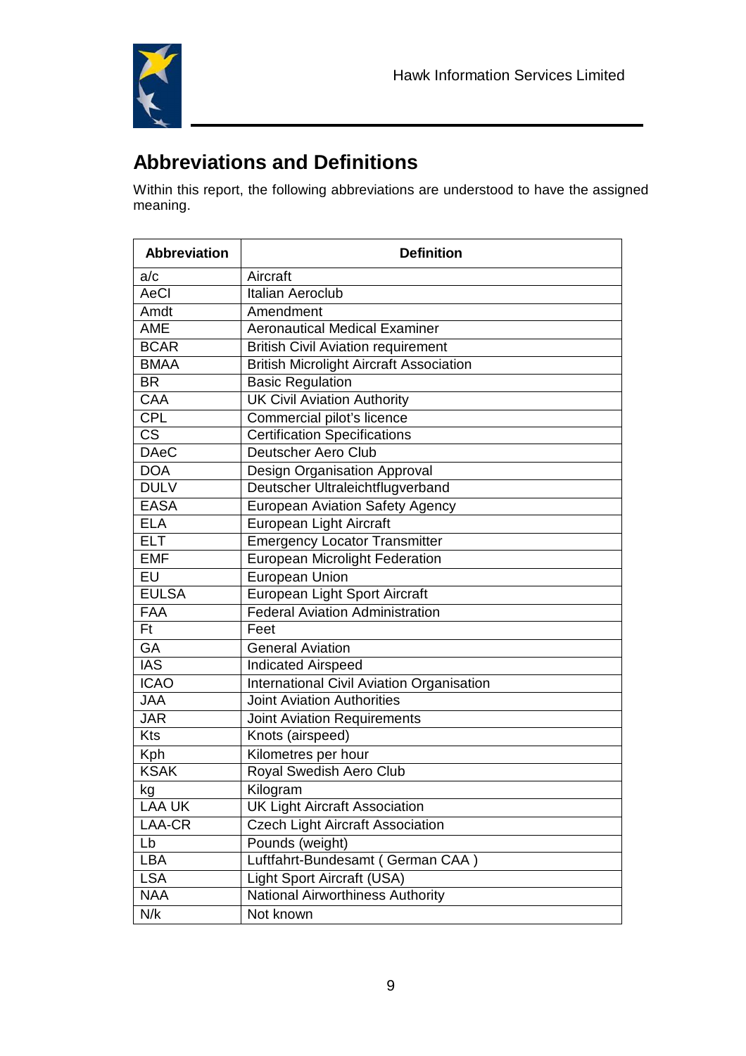## Abbreviations and Definitions

Within this report, the following abbreviations are understood to have the assigned meaning.

| Abbreviation | Definition |
|---|---|
| a/c | Aircraft |
| AeCl | Italian Aeroclub |
| Amdt | Amendment |
| AME | Aeronautical Medical Examiner |
| BCAR | British Civil Aviation requirement |
| BMAA | British Microlight Aircraft Association |
| BR | Basic Regulation |
| CAA | UK Civil Aviation Authority |
| CPL | Commercial pilot's licence |
| CS | Certification Specifications |
| DAeC | Deutscher Aero Club |
| DOA | Design Organisation Approval |
| DULV | Deutscher Ultraleichtflugverband |
| EASA | European Aviation Safety Agency |
| ELA | European Light Aircraft |
| ELT | Emergency Locator Transmitter |
| EMF | European Microlight Federation |
| EU | European Union |
| EULSA | European Light Sport Aircraft |
| FAA | Federal Aviation Administration |
| Ft | Feet |
| GA | General Aviation |
| IAS | Indicated Airspeed |
| ICAO | International Civil Aviation Organisation |
| JAA | Joint Aviation Authorities |
| JAR | Joint Aviation Requirements |
| Kts | Knots (airspeed) |
| Kph | Kilometres per hour |
| KSAK | Royal Swedish Aero Club |
| kg | Kilogram |
| LAA UK | UK Light Aircraft Association |
| LAA-CR | Czech Light Aircraft Association |
| Lb | Pounds (weight) |
| LBA | Luftfahrt-Bundesamt ( German CAA ) |
| LSA | Light Sport Aircraft (USA) |
| NAA | National Airworthiness Authority |
| N/k | Not known |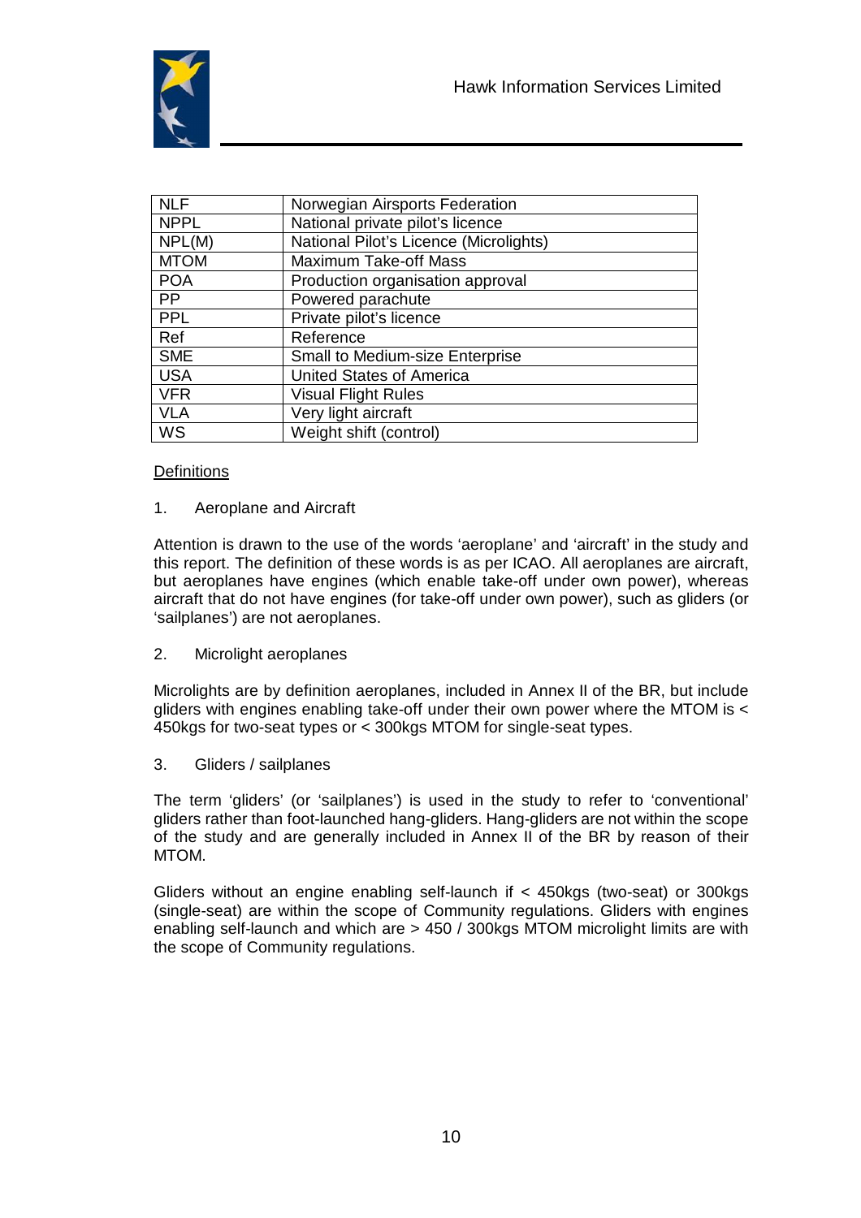| NLF | Norwegian Airsports Federation |
|---|---|
| NPPL | National private pilot's licence |
| NPL(M) | National Pilot's Licence (Microlights) |
| MTOM | Maximum Take-off Mass |
| POA | Production organisation approval |
| PP | Powered parachute |
| PPL | Private pilot's licence |
| Ref | Reference |
| SME | Small to Medium-size Enterprise |
| USA | United States of America |
| VFR | Visual Flight Rules |
| VLA | Very light aircraft |
| WS | Weight shift (control) |

## Definitions

1. Aeroplane and Aircraft

Attention is drawn to the use of the words 'aeroplane' and 'aircraft' in the study and this report. The definition of these words is as per ICAO. All aeroplanes are aircraft, but aeroplanes have engines (which enable take-off under own power), whereas aircraft that do not have engines (for take-off under own power), such as gliders (or 'sailplanes') are not aeroplanes.

2. Microlight aeroplanes

Microlights are by definition aeroplanes, included in Annex II of the BR, but include gliders with engines enabling take-off under their own power where the MTOM is < 450kgs for two-seat types or < 300kgs MTOM for single-seat types.

3. Gliders / sailplanes

The term 'gliders' (or 'sailplanes') is used in the study to refer to 'conventional' gliders rather than foot-launched hang-gliders. Hang-gliders are not within the scope of the study and are generally included in Annex II of the BR by reason of their MTOM.

Gliders without an engine enabling self-launch if < 450kgs (two-seat) or 300kgs (single-seat) are within the scope of Community regulations. Gliders with engines enabling self-launch and which are > 450 / 300kgs MTOM microlight limits are with the scope of Community regulations.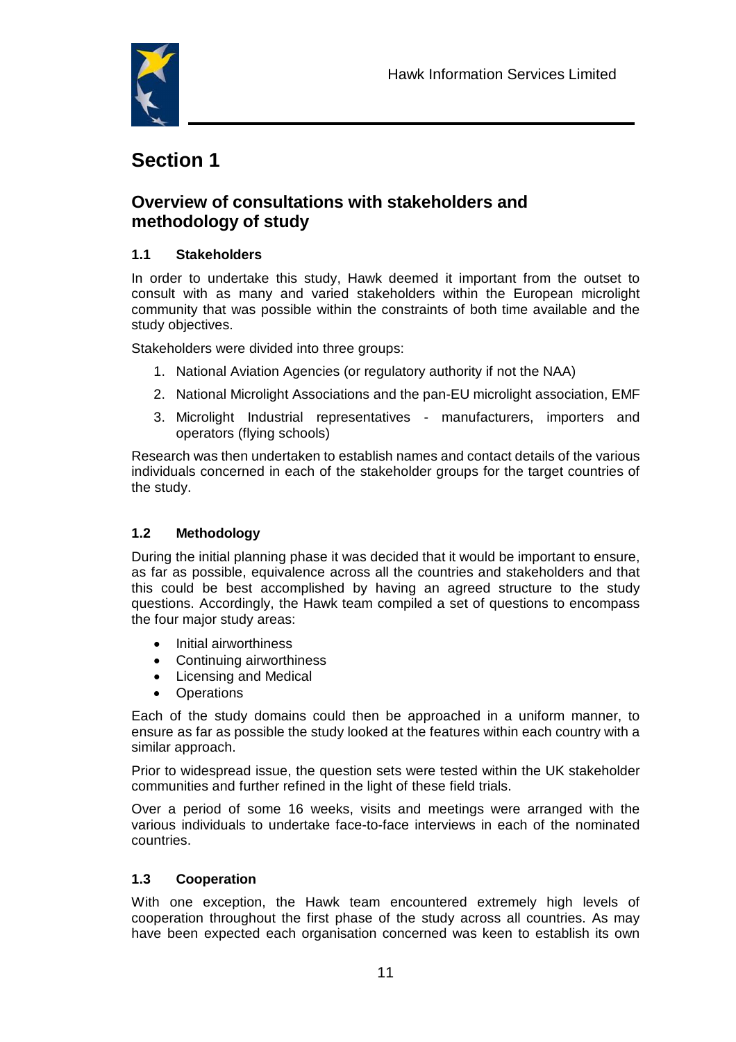# Section 1

## Overview of consultations with stakeholders and methodology of study

### 1.1 Stakeholders

In order to undertake this study, Hawk deemed it important from the outset to consult with as many and varied stakeholders within the European microlight community that was possible within the constraints of both time available and the study objectives.

Stakeholders were divided into three groups:

1. National Aviation Agencies (or regulatory authority if not the NAA)
2. National Microlight Associations and the pan-EU microlight association, EMF
3. Microlight Industrial representatives - manufacturers, importers and operators (flying schools)

Research was then undertaken to establish names and contact details of the various individuals concerned in each of the stakeholder groups for the target countries of the study.

### 1.2 Methodology

During the initial planning phase it was decided that it would be important to ensure, as far as possible, equivalence across all the countries and stakeholders and that this could be best accomplished by having an agreed structure to the study questions. Accordingly, the Hawk team compiled a set of questions to encompass the four major study areas:

- Initial airworthiness
- Continuing airworthiness
- Licensing and Medical
- Operations

Each of the study domains could then be approached in a uniform manner, to ensure as far as possible the study looked at the features within each country with a similar approach.

Prior to widespread issue, the question sets were tested within the UK stakeholder communities and further refined in the light of these field trials.

Over a period of some 16 weeks, visits and meetings were arranged with the various individuals to undertake face-to-face interviews in each of the nominated countries.

### 1.3 Cooperation

With one exception, the Hawk team encountered extremely high levels of cooperation throughout the first phase of the study across all countries. As may have been expected each organisation concerned was keen to establish its own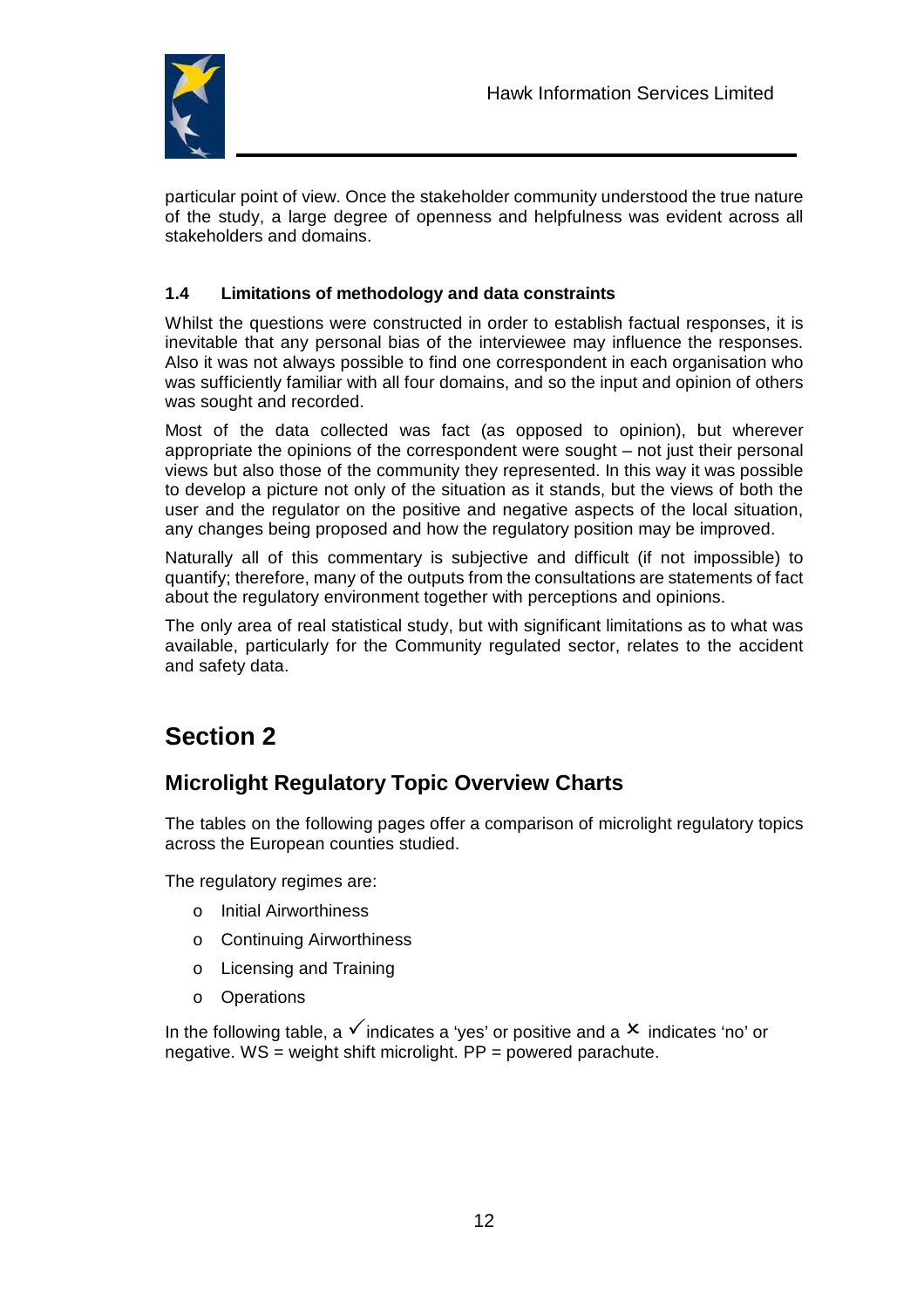particular point of view. Once the stakeholder community understood the true nature of the study, a large degree of openness and helpfulness was evident across all stakeholders and domains.

### 1.4 Limitations of methodology and data constraints

Whilst the questions were constructed in order to establish factual responses, it is inevitable that any personal bias of the interviewee may influence the responses. Also it was not always possible to find one correspondent in each organisation who was sufficiently familiar with all four domains, and so the input and opinion of others was sought and recorded.

Most of the data collected was fact (as opposed to opinion), but wherever appropriate the opinions of the correspondent were sought – not just their personal views but also those of the community they represented. In this way it was possible to develop a picture not only of the situation as it stands, but the views of both the user and the regulator on the positive and negative aspects of the local situation, any changes being proposed and how the regulatory position may be improved.

Naturally all of this commentary is subjective and difficult (if not impossible) to quantify; therefore, many of the outputs from the consultations are statements of fact about the regulatory environment together with perceptions and opinions.

The only area of real statistical study, but with significant limitations as to what was available, particularly for the Community regulated sector, relates to the accident and safety data.

# Section 2

## Microlight Regulatory Topic Overview Charts

The tables on the following pages offer a comparison of microlight regulatory topics across the European counties studied.

The regulatory regimes are:

- Initial Airworthiness
- Continuing Airworthiness
- Licensing and Training
- Operations

In the following table, a ✓ indicates a 'yes' or positive and a ✗ indicates 'no' or negative. WS = weight shift microlight. PP = powered parachute.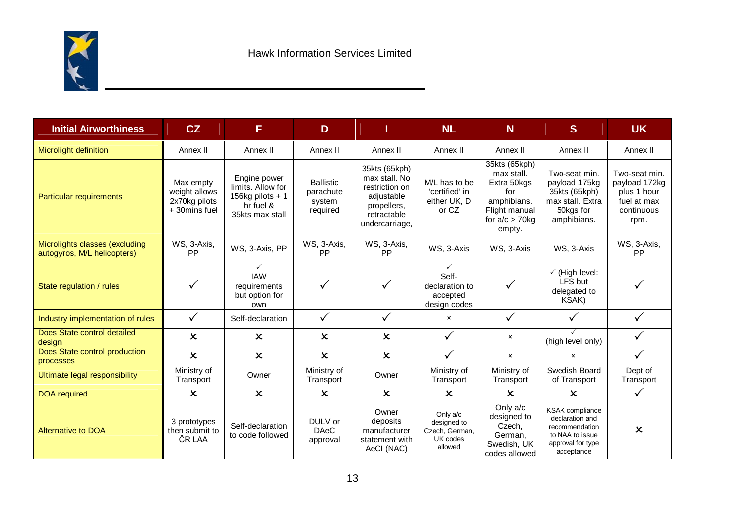Hawk Information Services Limited

| Initial Airworthiness | CZ | F | D | I | NL | N | S | UK |
|---|---|---|---|---|---|---|---|---|
| Microlight definition | Annex II | Annex II | Annex II | Annex II | Annex II | Annex II | Annex II | Annex II |
| Particular requirements | Max empty weight allows 2x70kg pilots + 30mins fuel | Engine power limits. Allow for 156kg pilots + 1 hr fuel & 35kts max stall | Ballistic parachute system required | 35kts (65kph) max stall. No restriction on adjustable propellers, retractable undercarriage, | M/L has to be 'certified' in either UK, D or CZ | 35kts (65kph) max stall. Extra 50kgs for amphibians. Flight manual for a/c > 70kg empty. | Two-seat min. payload 175kg 35kts (65kph) max stall. Extra 50kgs for amphibians. | Two-seat min. payload 172kg plus 1 hour fuel at max continuous rpm. |
| Microlights classes (excluding autogyros, M/L helicopters) | WS, 3-Axis, PP | WS, 3-Axis, PP | WS, 3-Axis, PP | WS, 3-Axis, PP | WS, 3-Axis | WS, 3-Axis | WS, 3-Axis | WS, 3-Axis, PP |
| State regulation / rules | ✓ | ✓ IAW requirements but option for own | ✓ | ✓ | ✓ Self-declaration to accepted design codes | ✓ | ✓ (High level: LFS but delegated to KSAK) | ✓ |
| Industry implementation of rules | ✓ | Self-declaration | ✓ | ✓ | × | ✓ | ✓ | ✓ |
| Does State control detailed design | × | × | × | × | ✓ | × | ✓ (high level only) | ✓ |
| Does State control production processes | × | × | × | × | ✓ | × | × | ✓ |
| Ultimate legal responsibility | Ministry of Transport | Owner | Ministry of Transport | Owner | Ministry of Transport | Ministry of Transport | Swedish Board of Transport | Dept of Transport |
| DOA required | × | × | × | × | × | × | × | ✓ |
| Alternative to DOA | 3 prototypes then submit to ČR LAA | Self-declaration to code followed | DULV or DAeC approval | Owner deposits manufacturer statement with AeCI (NAC) | Only a/c designed to Czech, German, UK codes allowed | Only a/c designed to Czech, German, Swedish, UK codes allowed | KSAK compliance declaration and recommendation to NAA to issue approval for type acceptance | × |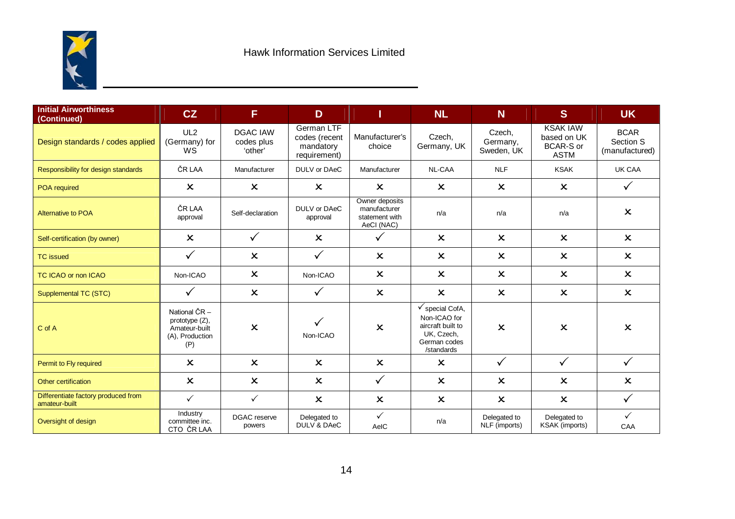Hawk Information Services Limited

| Initial Airworthiness (Continued) | CZ | F | D | I | NL | N | S | UK |
|---|---|---|---|---|---|---|---|---|
| Design standards / codes applied | UL2 (Germany) for WS | DGAC IAW codes plus 'other' | German LTF codes (recent mandatory requirement) | Manufacturer's choice | Czech, Germany, UK | Czech, Germany, Sweden, UK | KSAK IAW based on UK BCAR-S or ASTM | BCAR Section S (manufactured) |
| Responsibility for design standards | ČR LAA | Manufacturer | DULV or DAeC | Manufacturer | NL-CAA | NLF | KSAK | UK CAA |
| POA required | ✗ | ✗ | ✗ | ✗ | ✗ | ✗ | ✗ | ✓ |
| Alternative to POA | ČR LAA approval | Self-declaration | DULV or DAeC approval | Owner deposits manufacturer statement with AeCI (NAC) | n/a | n/a | n/a | ✗ |
| Self-certification (by owner) | ✗ | ✓ | ✗ | ✓ | ✗ | ✗ | ✗ | ✗ |
| TC issued | ✓ | ✗ | ✓ | ✗ | ✗ | ✗ | ✗ | ✗ |
| TC ICAO or non ICAO | Non-ICAO | ✗ | Non-ICAO | ✗ | ✗ | ✗ | ✗ | ✗ |
| Supplemental TC (STC) | ✓ | ✗ | ✓ | ✗ | ✗ | ✗ | ✗ | ✗ |
| C of A | National ČR – prototype (Z), Amateur-built (A), Production (P) | ✗ | ✓ Non-ICAO | ✗ | ✓ special CofA, Non-ICAO for aircraft built to UK, Czech, German codes /standards | ✗ | ✗ | ✗ |
| Permit to Fly required | ✗ | ✗ | ✗ | ✗ | ✗ | ✓ | ✓ | ✓ |
| Other certification | ✗ | ✗ | ✗ | ✓ | ✗ | ✗ | ✗ | ✗ |
| Differentiate factory produced from amateur-built | ✓ | ✓ | ✗ | ✗ | ✗ | ✗ | ✗ | ✓ |
| Oversight of design | Industry committee inc. CTO ČR LAA | DGAC reserve powers | Delegated to DULV & DAeC | ✓ AeIC | n/a | Delegated to NLF (imports) | Delegated to KSAK (imports) | ✓ CAA |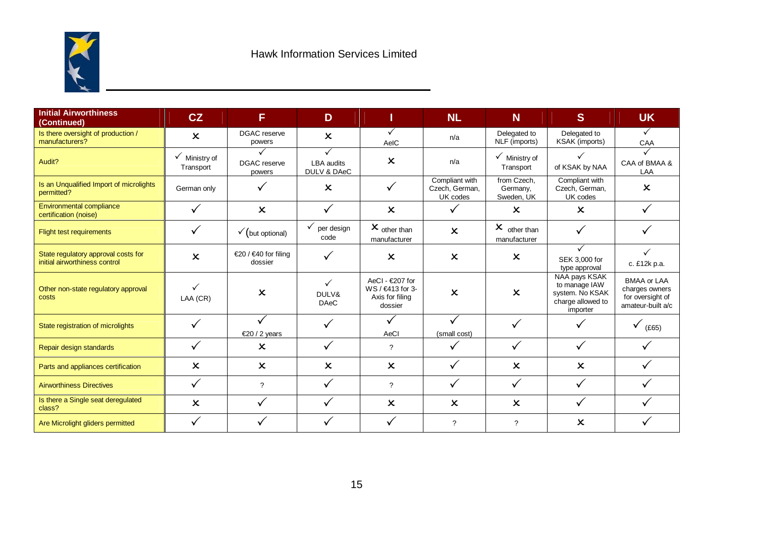| Initial Airworthiness (Continued) | CZ | F | D | I | NL | N | S | UK |
|---|---|---|---|---|---|---|---|---|
| Is there oversight of production / manufacturers? | ✗ | DGAC reserve powers | ✗ | ✓ AeIC | n/a | Delegated to NLF (imports) | Delegated to KSAK (imports) | ✓ CAA |
| Audit? | ✓ Ministry of Transport | ✓ DGAC reserve powers | ✓ LBA audits DULV & DAeC | ✗ | n/a | ✓ Ministry of Transport | ✓ of KSAK by NAA | ✓ CAA of BMAA & LAA |
| Is an Unqualified Import of microlights permitted? | German only | ✓ | ✗ | ✓ | Compliant with Czech, German, UK codes | from Czech, Germany, Sweden, UK | Compliant with Czech, German, UK codes | ✗ |
| Environmental compliance certification (noise) | ✓ | ✗ | ✓ | ✗ | ✓ | ✗ | ✗ | ✓ |
| Flight test requirements | ✓ | ✓(but optional) | ✓ per design code | ✗ other than manufacturer | ✗ | ✗ other than manufacturer | ✓ | ✓ |
| State regulatory approval costs for initial airworthiness control | ✗ | €20 / €40 for filing dossier | ✓ | ✗ | ✗ | ✗ | ✓ SEK 3,000 for type approval | ✓ c. £12k p.a. |
| Other non-state regulatory approval costs | ✓ LAA (CR) | ✗ | ✓ DULV& DAeC | AeCI - €207 for WS / €413 for 3-Axis for filing dossier | ✗ | ✗ | NAA pays KSAK to manage IAW system. No KSAK charge allowed to importer | BMAA or LAA charges owners for oversight of amateur-built a/c |
| State registration of microlights | ✓ | ✓ €20 / 2 years | ✓ | ✓ AeCI | ✓ (small cost) | ✓ | ✓ | ✓ (£65) |
| Repair design standards | ✓ | ✗ | ✓ | ? | ✓ | ✓ | ✓ | ✓ |
| Parts and appliances certification | ✗ | ✗ | ✗ | ✗ | ✓ | ✗ | ✗ | ✓ |
| Airworthiness Directives | ✓ | ? | ✓ | ? | ✓ | ✓ | ✓ | ✓ |
| Is there a Single seat deregulated class? | ✗ | ✓ | ✓ | ✗ | ✗ | ✗ | ✓ | ✓ |
| Are Microlight gliders permitted | ✓ | ✓ | ✓ | ✓ | ? | ? | ✗ | ✓ |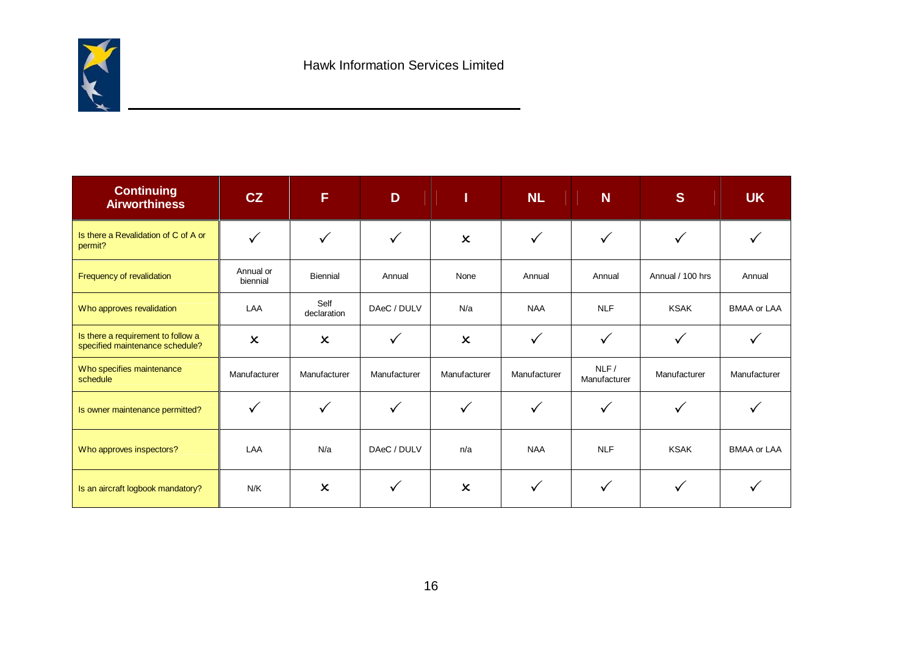| Continuing Airworthiness | CZ | F | D | I | NL | N | S | UK |
|---|---|---|---|---|---|---|---|---|
| Is there a Revalidation of C of A or permit? | ✓ | ✓ | ✓ | ✗ | ✓ | ✓ | ✓ | ✓ |
| Frequency of revalidation | Annual or biennial | Biennial | Annual | None | Annual | Annual | Annual / 100 hrs | Annual |
| Who approves revalidation | LAA | Self declaration | DAeC / DULV | N/a | NAA | NLF | KSAK | BMAA or LAA |
| Is there a requirement to follow a specified maintenance schedule? | ✗ | ✗ | ✓ | ✗ | ✓ | ✓ | ✓ | ✓ |
| Who specifies maintenance schedule | Manufacturer | Manufacturer | Manufacturer | Manufacturer | Manufacturer | NLF / Manufacturer | Manufacturer | Manufacturer |
| Is owner maintenance permitted? | ✓ | ✓ | ✓ | ✓ | ✓ | ✓ | ✓ | ✓ |
| Who approves inspectors? | LAA | N/a | DAeC / DULV | n/a | NAA | NLF | KSAK | BMAA or LAA |
| Is an aircraft logbook mandatory? | N/K | ✗ | ✓ | ✗ | ✓ | ✓ | ✓ | ✓ |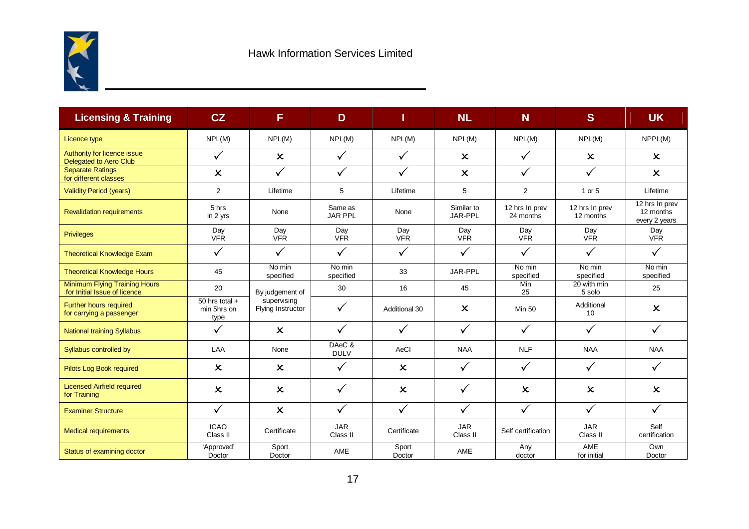Hawk Information Services Limited

| Licensing & Training | CZ | F | D | I | NL | N | S | UK |
|---|---|---|---|---|---|---|---|---|
| Licence type | NPL(M) | NPL(M) | NPL(M) | NPL(M) | NPL(M) | NPL(M) | NPL(M) | NPPL(M) |
| Authority for licence issue Delegated to Aero Club | ✓ | ✗ | ✓ | ✓ | ✗ | ✓ | ✗ | ✗ |
| Separate Ratings for different classes | ✗ | ✓ | ✓ | ✓ | ✗ | ✓ | ✓ | ✗ |
| Validity Period (years) | 2 | Lifetime | 5 | Lifetime | 5 | 2 | 1 or 5 | Lifetime |
| Revalidation requirements | 5 hrs in 2 yrs | None | Same as JAR PPL | None | Similar to JAR-PPL | 12 hrs In prev 24 months | 12 hrs In prev 12 months | 12 hrs In prev 12 months every 2 years |
| Privileges | Day VFR | Day VFR | Day VFR | Day VFR | Day VFR | Day VFR | Day VFR | Day VFR |
| Theoretical Knowledge Exam | ✓ | ✓ | ✓ | ✓ | ✓ | ✓ | ✓ | ✓ |
| Theoretical Knowledge Hours | 45 | No min specified | No min specified | 33 | JAR-PPL | No min specified | No min specified | No min specified |
| Minimum Flying Training Hours for Initial Issue of licence | 20 | By judgement of supervising Flying Instructor | 30 | 16 | 45 | Min 25 | 20 with min 5 solo | 25 |
| Further hours required for carrying a passenger | 50 hrs total + min 5hrs on type | | ✓ | Additional 30 | ✗ | Min 50 | Additional 10 | ✗ |
| National training Syllabus | ✓ | ✗ | ✓ | ✓ | ✓ | ✓ | ✓ | ✓ |
| Syllabus controlled by | LAA | None | DAeC & DULV | AeCI | NAA | NLF | NAA | NAA |
| Pilots Log Book required | ✗ | ✗ | ✓ | ✗ | ✓ | ✓ | ✓ | ✓ |
| Licensed Airfield required for Training | ✗ | ✗ | ✓ | ✗ | ✓ | ✗ | ✗ | ✗ |
| Examiner Structure | ✓ | ✗ | ✓ | ✓ | ✓ | ✓ | ✓ | ✓ |
| Medical requirements | ICAO Class II | Certificate | JAR Class II | Certificate | JAR Class II | Self certification | JAR Class II | Self certification |
| Status of examining doctor | 'Approved' Doctor | Sport Doctor | AME | Sport Doctor | AME | Any doctor | AME for initial | Own Doctor |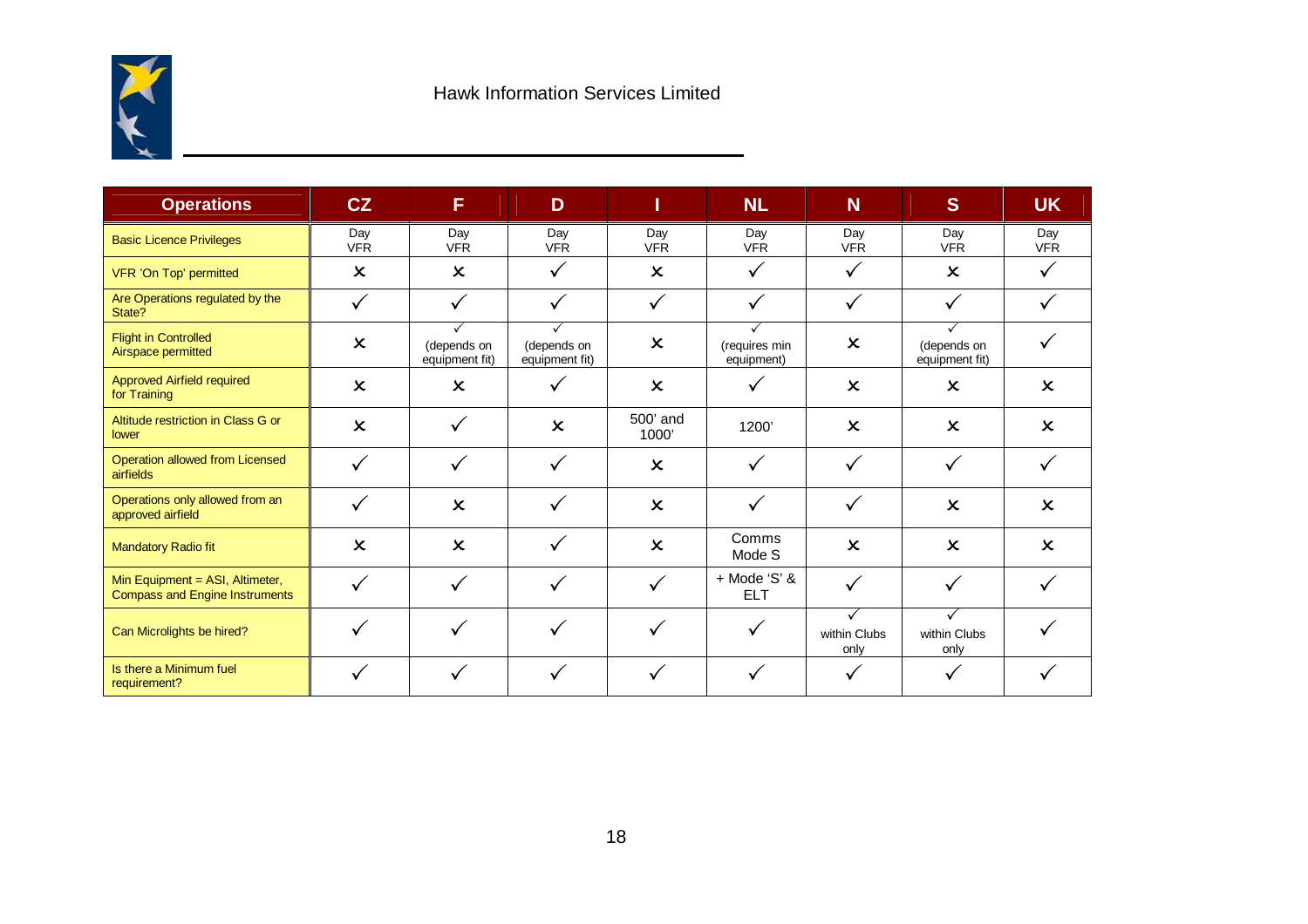Hawk Information Services Limited

| Operations | CZ | F | D | I | NL | N | S | UK |
|---|---|---|---|---|---|---|---|---|
| Basic Licence Privileges | Day VFR | Day VFR | Day VFR | Day VFR | Day VFR | Day VFR | Day VFR | Day VFR |
| VFR 'On Top' permitted | ✗ | ✗ | ✓ | ✗ | ✓ | ✓ | ✗ | ✓ |
| Are Operations regulated by the State? | ✓ | ✓ | ✓ | ✓ | ✓ | ✓ | ✓ | ✓ |
| Flight in Controlled Airspace permitted | ✗ | ✓ (depends on equipment fit) | ✓ (depends on equipment fit) | ✗ | ✓ (requires min equipment) | ✗ | ✓ (depends on equipment fit) | ✓ |
| Approved Airfield required for Training | ✗ | ✗ | ✓ | ✗ | ✓ | ✗ | ✗ | ✗ |
| Altitude restriction in Class G or lower | ✗ | ✓ | ✗ | 500' and 1000' | 1200' | ✗ | ✗ | ✗ |
| Operation allowed from Licensed airfields | ✓ | ✓ | ✓ | ✗ | ✓ | ✓ | ✓ | ✓ |
| Operations only allowed from an approved airfield | ✓ | ✗ | ✓ | ✗ | ✓ | ✓ | ✗ | ✗ |
| Mandatory Radio fit | ✗ | ✗ | ✓ | ✗ | Comms Mode S | ✗ | ✗ | ✗ |
| Min Equipment = ASI, Altimeter, Compass and Engine Instruments | ✓ | ✓ | ✓ | ✓ | + Mode 'S' & ELT | ✓ | ✓ | ✓ |
| Can Microlights be hired? | ✓ | ✓ | ✓ | ✓ | ✓ | ✓ within Clubs only | ✓ within Clubs only | ✓ |
| Is there a Minimum fuel requirement? | ✓ | ✓ | ✓ | ✓ | ✓ | ✓ | ✓ | ✓ |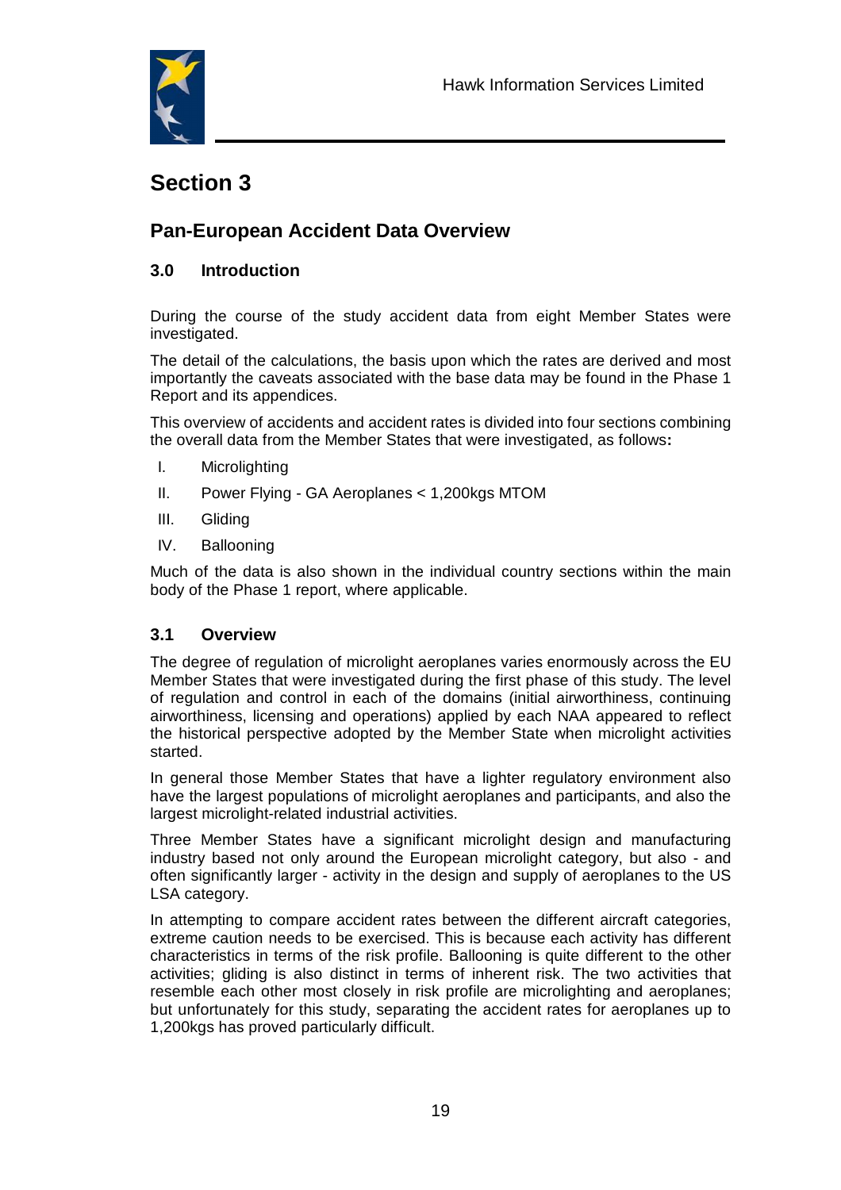# Section 3

## Pan-European Accident Data Overview

### 3.0 Introduction

During the course of the study accident data from eight Member States were investigated.

The detail of the calculations, the basis upon which the rates are derived and most importantly the caveats associated with the base data may be found in the Phase 1 Report and its appendices.

This overview of accidents and accident rates is divided into four sections combining the overall data from the Member States that were investigated, as follows**:**

I. Microlighting

II. Power Flying - GA Aeroplanes < 1,200kgs MTOM

III. Gliding

IV. Ballooning

Much of the data is also shown in the individual country sections within the main body of the Phase 1 report, where applicable.

### 3.1 Overview

The degree of regulation of microlight aeroplanes varies enormously across the EU Member States that were investigated during the first phase of this study. The level of regulation and control in each of the domains (initial airworthiness, continuing airworthiness, licensing and operations) applied by each NAA appeared to reflect the historical perspective adopted by the Member State when microlight activities started.

In general those Member States that have a lighter regulatory environment also have the largest populations of microlight aeroplanes and participants, and also the largest microlight-related industrial activities.

Three Member States have a significant microlight design and manufacturing industry based not only around the European microlight category, but also - and often significantly larger - activity in the design and supply of aeroplanes to the US LSA category.

In attempting to compare accident rates between the different aircraft categories, extreme caution needs to be exercised. This is because each activity has different characteristics in terms of the risk profile. Ballooning is quite different to the other activities; gliding is also distinct in terms of inherent risk. The two activities that resemble each other most closely in risk profile are microlighting and aeroplanes; but unfortunately for this study, separating the accident rates for aeroplanes up to 1,200kgs has proved particularly difficult.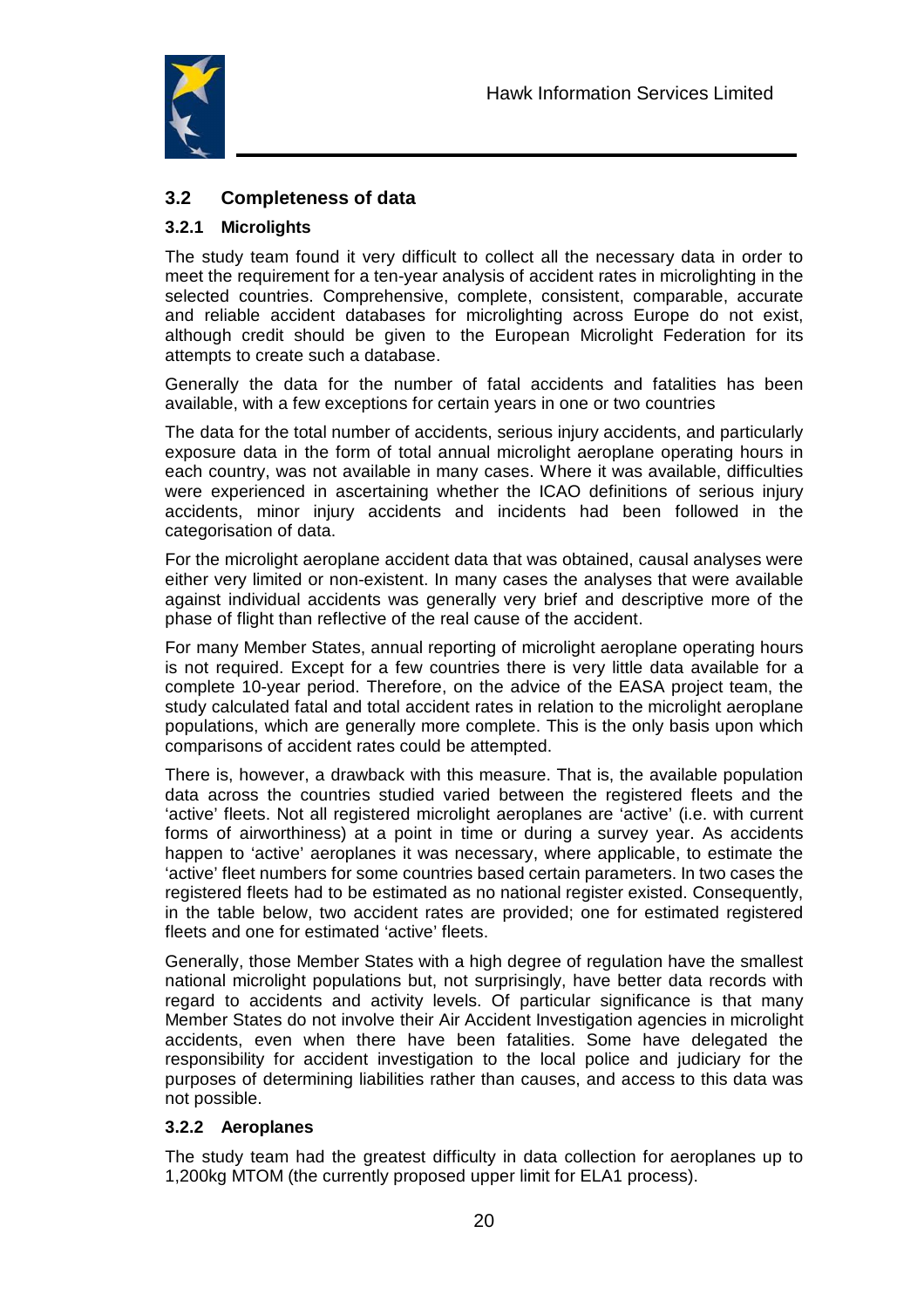## 3.2 Completeness of data

### 3.2.1 Microlights

The study team found it very difficult to collect all the necessary data in order to meet the requirement for a ten-year analysis of accident rates in microlighting in the selected countries. Comprehensive, complete, consistent, comparable, accurate and reliable accident databases for microlighting across Europe do not exist, although credit should be given to the European Microlight Federation for its attempts to create such a database.

Generally the data for the number of fatal accidents and fatalities has been available, with a few exceptions for certain years in one or two countries

The data for the total number of accidents, serious injury accidents, and particularly exposure data in the form of total annual microlight aeroplane operating hours in each country, was not available in many cases. Where it was available, difficulties were experienced in ascertaining whether the ICAO definitions of serious injury accidents, minor injury accidents and incidents had been followed in the categorisation of data.

For the microlight aeroplane accident data that was obtained, causal analyses were either very limited or non-existent. In many cases the analyses that were available against individual accidents was generally very brief and descriptive more of the phase of flight than reflective of the real cause of the accident.

For many Member States, annual reporting of microlight aeroplane operating hours is not required. Except for a few countries there is very little data available for a complete 10-year period. Therefore, on the advice of the EASA project team, the study calculated fatal and total accident rates in relation to the microlight aeroplane populations, which are generally more complete. This is the only basis upon which comparisons of accident rates could be attempted.

There is, however, a drawback with this measure. That is, the available population data across the countries studied varied between the registered fleets and the 'active' fleets. Not all registered microlight aeroplanes are 'active' (i.e. with current forms of airworthiness) at a point in time or during a survey year. As accidents happen to 'active' aeroplanes it was necessary, where applicable, to estimate the 'active' fleet numbers for some countries based certain parameters. In two cases the registered fleets had to be estimated as no national register existed. Consequently, in the table below, two accident rates are provided; one for estimated registered fleets and one for estimated 'active' fleets.

Generally, those Member States with a high degree of regulation have the smallest national microlight populations but, not surprisingly, have better data records with regard to accidents and activity levels. Of particular significance is that many Member States do not involve their Air Accident Investigation agencies in microlight accidents, even when there have been fatalities. Some have delegated the responsibility for accident investigation to the local police and judiciary for the purposes of determining liabilities rather than causes, and access to this data was not possible.

### 3.2.2 Aeroplanes

The study team had the greatest difficulty in data collection for aeroplanes up to 1,200kg MTOM (the currently proposed upper limit for ELA1 process).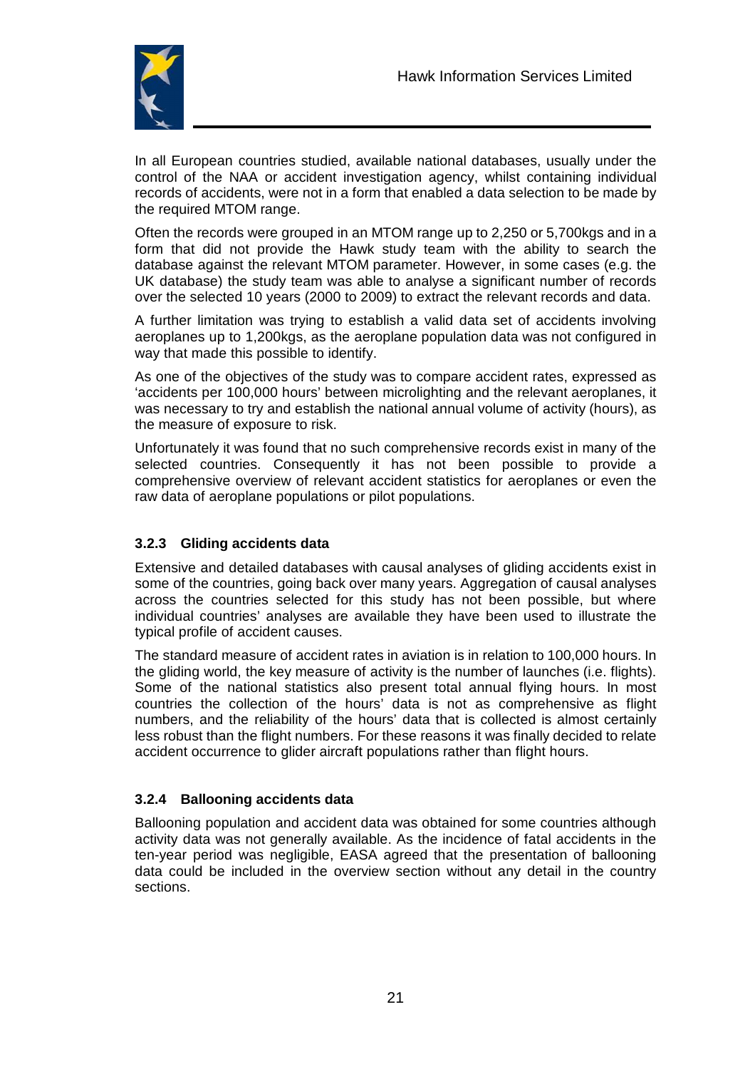In all European countries studied, available national databases, usually under the control of the NAA or accident investigation agency, whilst containing individual records of accidents, were not in a form that enabled a data selection to be made by the required MTOM range.

Often the records were grouped in an MTOM range up to 2,250 or 5,700kgs and in a form that did not provide the Hawk study team with the ability to search the database against the relevant MTOM parameter. However, in some cases (e.g. the UK database) the study team was able to analyse a significant number of records over the selected 10 years (2000 to 2009) to extract the relevant records and data.

A further limitation was trying to establish a valid data set of accidents involving aeroplanes up to 1,200kgs, as the aeroplane population data was not configured in way that made this possible to identify.

As one of the objectives of the study was to compare accident rates, expressed as 'accidents per 100,000 hours' between microlighting and the relevant aeroplanes, it was necessary to try and establish the national annual volume of activity (hours), as the measure of exposure to risk.

Unfortunately it was found that no such comprehensive records exist in many of the selected countries. Consequently it has not been possible to provide a comprehensive overview of relevant accident statistics for aeroplanes or even the raw data of aeroplane populations or pilot populations.

### 3.2.3 Gliding accidents data

Extensive and detailed databases with causal analyses of gliding accidents exist in some of the countries, going back over many years. Aggregation of causal analyses across the countries selected for this study has not been possible, but where individual countries' analyses are available they have been used to illustrate the typical profile of accident causes.

The standard measure of accident rates in aviation is in relation to 100,000 hours. In the gliding world, the key measure of activity is the number of launches (i.e. flights). Some of the national statistics also present total annual flying hours. In most countries the collection of the hours' data is not as comprehensive as flight numbers, and the reliability of the hours' data that is collected is almost certainly less robust than the flight numbers. For these reasons it was finally decided to relate accident occurrence to glider aircraft populations rather than flight hours.

### 3.2.4 Ballooning accidents data

Ballooning population and accident data was obtained for some countries although activity data was not generally available. As the incidence of fatal accidents in the ten-year period was negligible, EASA agreed that the presentation of ballooning data could be included in the overview section without any detail in the country sections.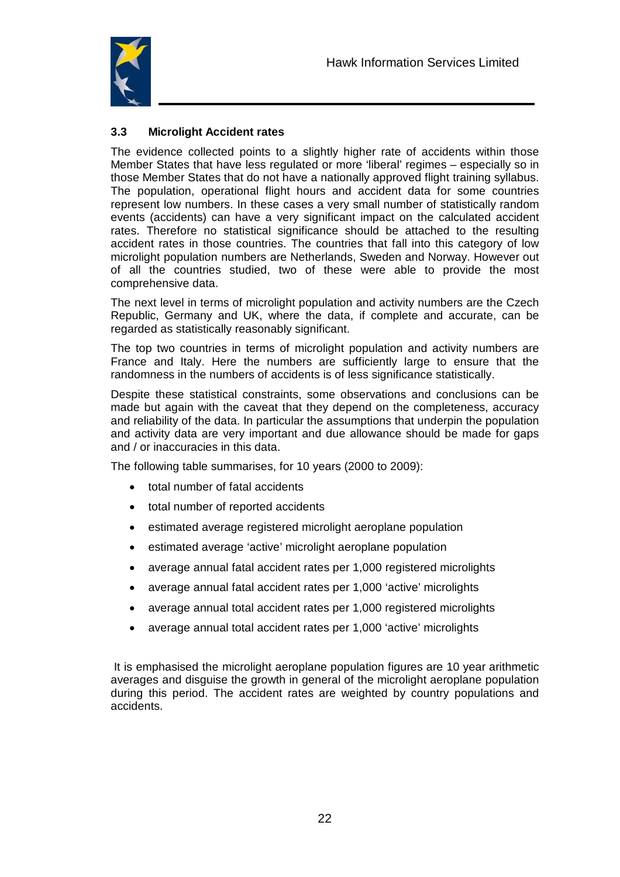### 3.3 Microlight Accident rates

The evidence collected points to a slightly higher rate of accidents within those Member States that have less regulated or more 'liberal' regimes – especially so in those Member States that do not have a nationally approved flight training syllabus. The population, operational flight hours and accident data for some countries represent low numbers. In these cases a very small number of statistically random events (accidents) can have a very significant impact on the calculated accident rates. Therefore no statistical significance should be attached to the resulting accident rates in those countries. The countries that fall into this category of low microlight population numbers are Netherlands, Sweden and Norway. However out of all the countries studied, two of these were able to provide the most comprehensive data.

The next level in terms of microlight population and activity numbers are the Czech Republic, Germany and UK, where the data, if complete and accurate, can be regarded as statistically reasonably significant.

The top two countries in terms of microlight population and activity numbers are France and Italy. Here the numbers are sufficiently large to ensure that the randomness in the numbers of accidents is of less significance statistically.

Despite these statistical constraints, some observations and conclusions can be made but again with the caveat that they depend on the completeness, accuracy and reliability of the data. In particular the assumptions that underpin the population and activity data are very important and due allowance should be made for gaps and / or inaccuracies in this data.

The following table summarises, for 10 years (2000 to 2009):

- total number of fatal accidents
- total number of reported accidents
- estimated average registered microlight aeroplane population
- estimated average 'active' microlight aeroplane population
- average annual fatal accident rates per 1,000 registered microlights
- average annual fatal accident rates per 1,000 'active' microlights
- average annual total accident rates per 1,000 registered microlights
- average annual total accident rates per 1,000 'active' microlights

It is emphasised the microlight aeroplane population figures are 10 year arithmetic averages and disguise the growth in general of the microlight aeroplane population during this period. The accident rates are weighted by country populations and accidents.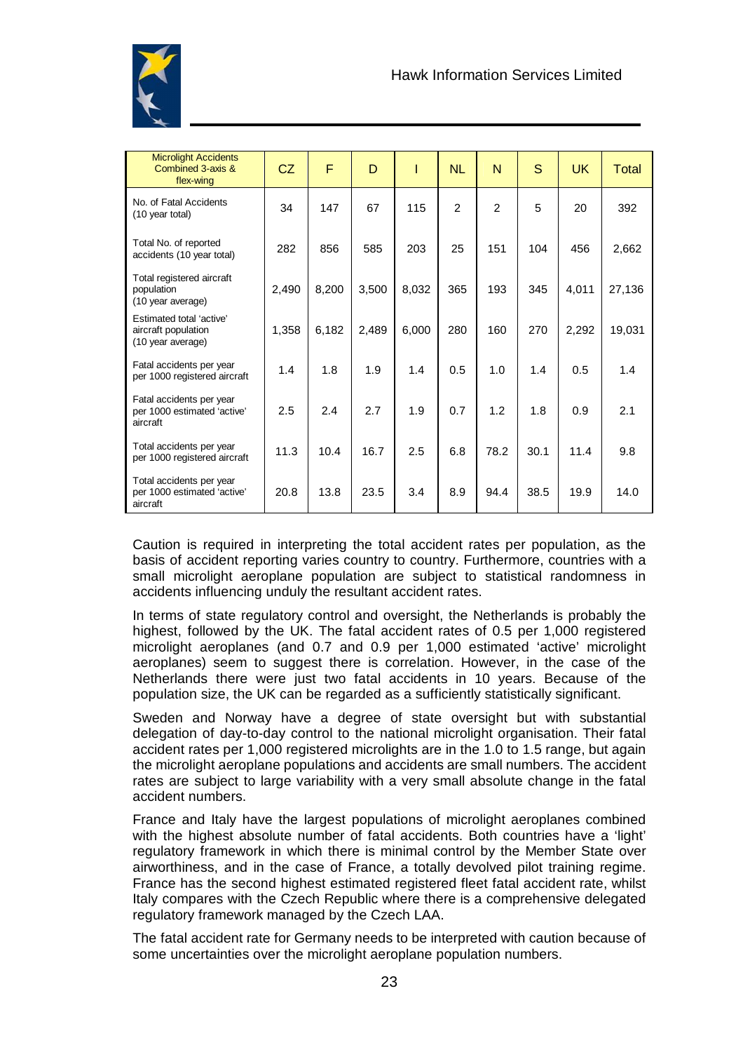| Microlight Accidents Combined 3-axis & flex-wing | CZ | F | D | I | NL | N | S | UK | Total |
|---|---|---|---|---|---|---|---|---|---|
| No. of Fatal Accidents (10 year total) | 34 | 147 | 67 | 115 | 2 | 2 | 5 | 20 | 392 |
| Total No. of reported accidents (10 year total) | 282 | 856 | 585 | 203 | 25 | 151 | 104 | 456 | 2,662 |
| Total registered aircraft population (10 year average) | 2,490 | 8,200 | 3,500 | 8,032 | 365 | 193 | 345 | 4,011 | 27,136 |
| Estimated total 'active' aircraft population (10 year average) | 1,358 | 6,182 | 2,489 | 6,000 | 280 | 160 | 270 | 2,292 | 19,031 |
| Fatal accidents per year per 1000 registered aircraft | 1.4 | 1.8 | 1.9 | 1.4 | 0.5 | 1.0 | 1.4 | 0.5 | 1.4 |
| Fatal accidents per year per 1000 estimated 'active' aircraft | 2.5 | 2.4 | 2.7 | 1.9 | 0.7 | 1.2 | 1.8 | 0.9 | 2.1 |
| Total accidents per year per 1000 registered aircraft | 11.3 | 10.4 | 16.7 | 2.5 | 6.8 | 78.2 | 30.1 | 11.4 | 9.8 |
| Total accidents per year per 1000 estimated 'active' aircraft | 20.8 | 13.8 | 23.5 | 3.4 | 8.9 | 94.4 | 38.5 | 19.9 | 14.0 |

Caution is required in interpreting the total accident rates per population, as the basis of accident reporting varies country to country. Furthermore, countries with a small microlight aeroplane population are subject to statistical randomness in accidents influencing unduly the resultant accident rates.

In terms of state regulatory control and oversight, the Netherlands is probably the highest, followed by the UK. The fatal accident rates of 0.5 per 1,000 registered microlight aeroplanes (and 0.7 and 0.9 per 1,000 estimated 'active' microlight aeroplanes) seem to suggest there is correlation. However, in the case of the Netherlands there were just two fatal accidents in 10 years. Because of the population size, the UK can be regarded as a sufficiently statistically significant.

Sweden and Norway have a degree of state oversight but with substantial delegation of day-to-day control to the national microlight organisation. Their fatal accident rates per 1,000 registered microlights are in the 1.0 to 1.5 range, but again the microlight aeroplane populations and accidents are small numbers. The accident rates are subject to large variability with a very small absolute change in the fatal accident numbers.

France and Italy have the largest populations of microlight aeroplanes combined with the highest absolute number of fatal accidents. Both countries have a 'light' regulatory framework in which there is minimal control by the Member State over airworthiness, and in the case of France, a totally devolved pilot training regime. France has the second highest estimated registered fleet fatal accident rate, whilst Italy compares with the Czech Republic where there is a comprehensive delegated regulatory framework managed by the Czech LAA.

The fatal accident rate for Germany needs to be interpreted with caution because of some uncertainties over the microlight aeroplane population numbers.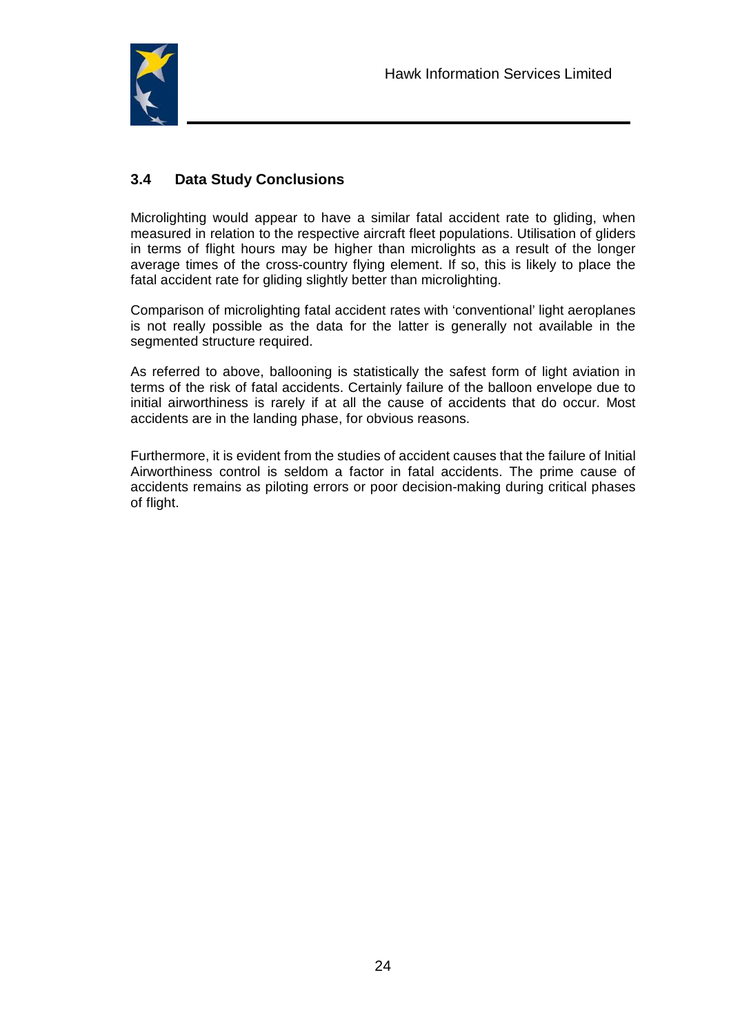### 3.4 Data Study Conclusions

Microlighting would appear to have a similar fatal accident rate to gliding, when measured in relation to the respective aircraft fleet populations. Utilisation of gliders in terms of flight hours may be higher than microlights as a result of the longer average times of the cross-country flying element. If so, this is likely to place the fatal accident rate for gliding slightly better than microlighting.

Comparison of microlighting fatal accident rates with 'conventional' light aeroplanes is not really possible as the data for the latter is generally not available in the segmented structure required.

As referred to above, ballooning is statistically the safest form of light aviation in terms of the risk of fatal accidents. Certainly failure of the balloon envelope due to initial airworthiness is rarely if at all the cause of accidents that do occur. Most accidents are in the landing phase, for obvious reasons.

Furthermore, it is evident from the studies of accident causes that the failure of Initial Airworthiness control is seldom a factor in fatal accidents. The prime cause of accidents remains as piloting errors or poor decision-making during critical phases of flight.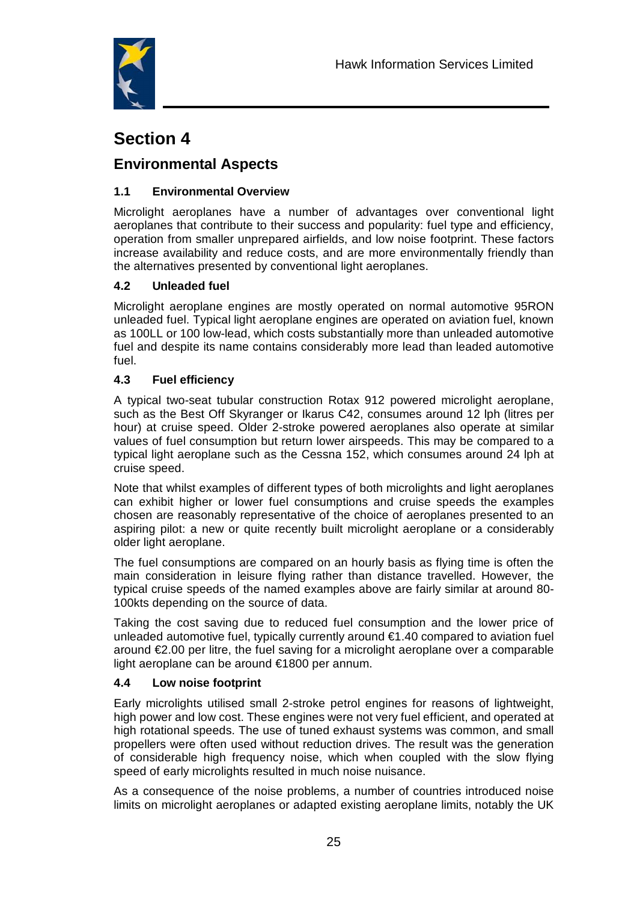# Section 4

## Environmental Aspects

### 1.1 Environmental Overview

Microlight aeroplanes have a number of advantages over conventional light aeroplanes that contribute to their success and popularity: fuel type and efficiency, operation from smaller unprepared airfields, and low noise footprint. These factors increase availability and reduce costs, and are more environmentally friendly than the alternatives presented by conventional light aeroplanes.

### 4.2 Unleaded fuel

Microlight aeroplane engines are mostly operated on normal automotive 95RON unleaded fuel. Typical light aeroplane engines are operated on aviation fuel, known as 100LL or 100 low-lead, which costs substantially more than unleaded automotive fuel and despite its name contains considerably more lead than leaded automotive fuel.

### 4.3 Fuel efficiency

A typical two-seat tubular construction Rotax 912 powered microlight aeroplane, such as the Best Off Skyranger or Ikarus C42, consumes around 12 lph (litres per hour) at cruise speed. Older 2-stroke powered aeroplanes also operate at similar values of fuel consumption but return lower airspeeds. This may be compared to a typical light aeroplane such as the Cessna 152, which consumes around 24 lph at cruise speed.

Note that whilst examples of different types of both microlights and light aeroplanes can exhibit higher or lower fuel consumptions and cruise speeds the examples chosen are reasonably representative of the choice of aeroplanes presented to an aspiring pilot: a new or quite recently built microlight aeroplane or a considerably older light aeroplane.

The fuel consumptions are compared on an hourly basis as flying time is often the main consideration in leisure flying rather than distance travelled. However, the typical cruise speeds of the named examples above are fairly similar at around 80-100kts depending on the source of data.

Taking the cost saving due to reduced fuel consumption and the lower price of unleaded automotive fuel, typically currently around €1.40 compared to aviation fuel around €2.00 per litre, the fuel saving for a microlight aeroplane over a comparable light aeroplane can be around €1800 per annum.

### 4.4 Low noise footprint

Early microlights utilised small 2-stroke petrol engines for reasons of lightweight, high power and low cost. These engines were not very fuel efficient, and operated at high rotational speeds. The use of tuned exhaust systems was common, and small propellers were often used without reduction drives. The result was the generation of considerable high frequency noise, which when coupled with the slow flying speed of early microlights resulted in much noise nuisance.

As a consequence of the noise problems, a number of countries introduced noise limits on microlight aeroplanes or adapted existing aeroplane limits, notably the UK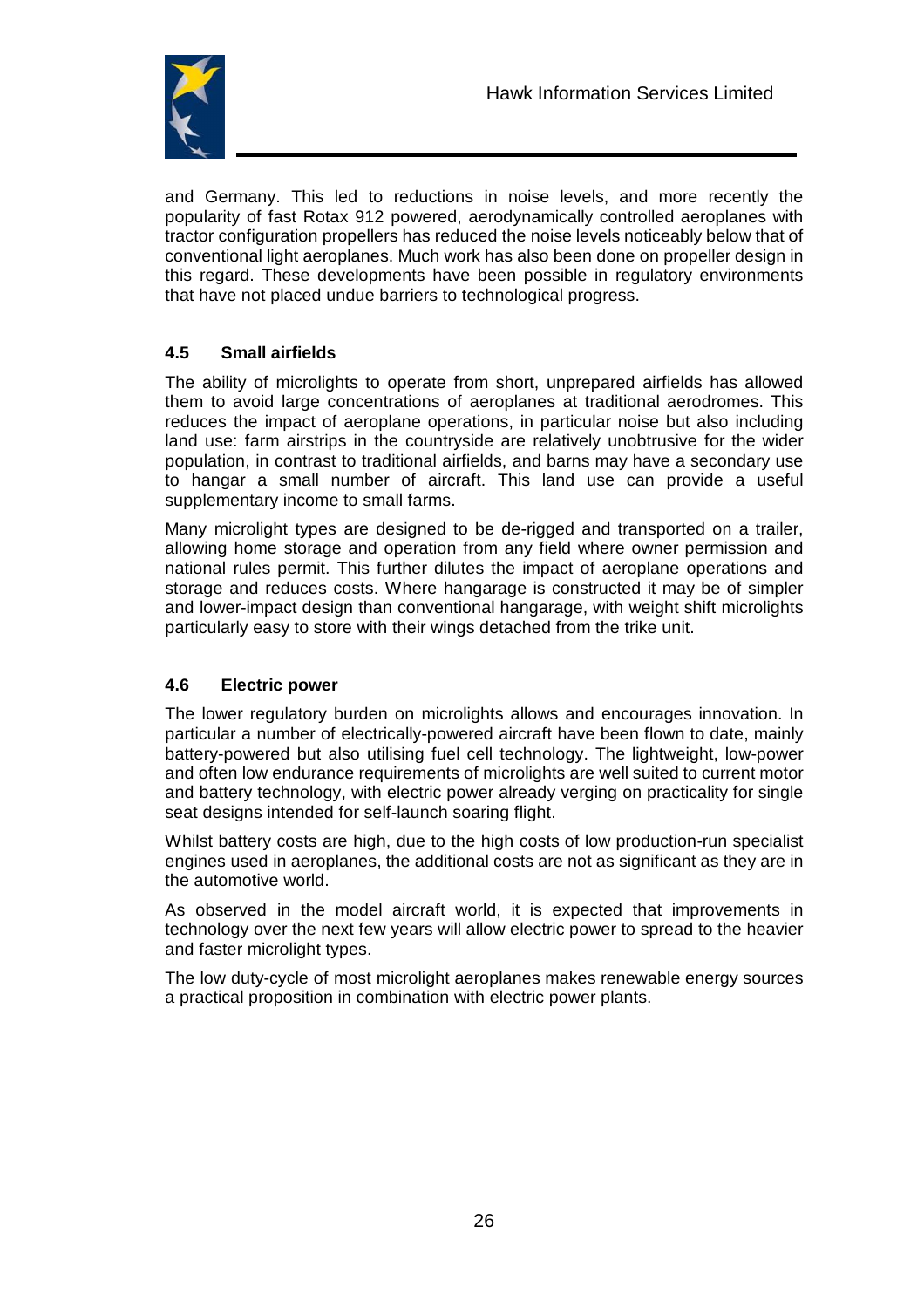and Germany. This led to reductions in noise levels, and more recently the popularity of fast Rotax 912 powered, aerodynamically controlled aeroplanes with tractor configuration propellers has reduced the noise levels noticeably below that of conventional light aeroplanes. Much work has also been done on propeller design in this regard. These developments have been possible in regulatory environments that have not placed undue barriers to technological progress.

### 4.5 Small airfields

The ability of microlights to operate from short, unprepared airfields has allowed them to avoid large concentrations of aeroplanes at traditional aerodromes. This reduces the impact of aeroplane operations, in particular noise but also including land use: farm airstrips in the countryside are relatively unobtrusive for the wider population, in contrast to traditional airfields, and barns may have a secondary use to hangar a small number of aircraft. This land use can provide a useful supplementary income to small farms.

Many microlight types are designed to be de-rigged and transported on a trailer, allowing home storage and operation from any field where owner permission and national rules permit. This further dilutes the impact of aeroplane operations and storage and reduces costs. Where hangarage is constructed it may be of simpler and lower-impact design than conventional hangarage, with weight shift microlights particularly easy to store with their wings detached from the trike unit.

### 4.6 Electric power

The lower regulatory burden on microlights allows and encourages innovation. In particular a number of electrically-powered aircraft have been flown to date, mainly battery-powered but also utilising fuel cell technology. The lightweight, low-power and often low endurance requirements of microlights are well suited to current motor and battery technology, with electric power already verging on practicality for single seat designs intended for self-launch soaring flight.

Whilst battery costs are high, due to the high costs of low production-run specialist engines used in aeroplanes, the additional costs are not as significant as they are in the automotive world.

As observed in the model aircraft world, it is expected that improvements in technology over the next few years will allow electric power to spread to the heavier and faster microlight types.

The low duty-cycle of most microlight aeroplanes makes renewable energy sources a practical proposition in combination with electric power plants.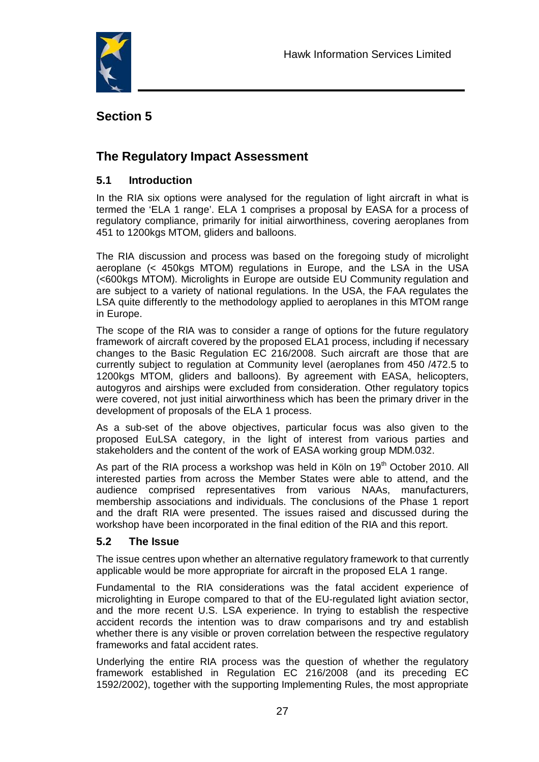## Section 5

## The Regulatory Impact Assessment

### 5.1 Introduction

In the RIA six options were analysed for the regulation of light aircraft in what is termed the 'ELA 1 range'. ELA 1 comprises a proposal by EASA for a process of regulatory compliance, primarily for initial airworthiness, covering aeroplanes from 451 to 1200kgs MTOM, gliders and balloons.

The RIA discussion and process was based on the foregoing study of microlight aeroplane (< 450kgs MTOM) regulations in Europe, and the LSA in the USA (<600kgs MTOM). Microlights in Europe are outside EU Community regulation and are subject to a variety of national regulations. In the USA, the FAA regulates the LSA quite differently to the methodology applied to aeroplanes in this MTOM range in Europe.

The scope of the RIA was to consider a range of options for the future regulatory framework of aircraft covered by the proposed ELA1 process, including if necessary changes to the Basic Regulation EC 216/2008. Such aircraft are those that are currently subject to regulation at Community level (aeroplanes from 450 /472.5 to 1200kgs MTOM, gliders and balloons). By agreement with EASA, helicopters, autogyros and airships were excluded from consideration. Other regulatory topics were covered, not just initial airworthiness which has been the primary driver in the development of proposals of the ELA 1 process.

As a sub-set of the above objectives, particular focus was also given to the proposed EuLSA category, in the light of interest from various parties and stakeholders and the content of the work of EASA working group MDM.032.

As part of the RIA process a workshop was held in Köln on 19th October 2010. All interested parties from across the Member States were able to attend, and the audience comprised representatives from various NAAs, manufacturers, membership associations and individuals. The conclusions of the Phase 1 report and the draft RIA were presented. The issues raised and discussed during the workshop have been incorporated in the final edition of the RIA and this report.

### 5.2 The Issue

The issue centres upon whether an alternative regulatory framework to that currently applicable would be more appropriate for aircraft in the proposed ELA 1 range.

Fundamental to the RIA considerations was the fatal accident experience of microlighting in Europe compared to that of the EU-regulated light aviation sector, and the more recent U.S. LSA experience. In trying to establish the respective accident records the intention was to draw comparisons and try and establish whether there is any visible or proven correlation between the respective regulatory frameworks and fatal accident rates.

Underlying the entire RIA process was the question of whether the regulatory framework established in Regulation EC 216/2008 (and its preceding EC 1592/2002), together with the supporting Implementing Rules, the most appropriate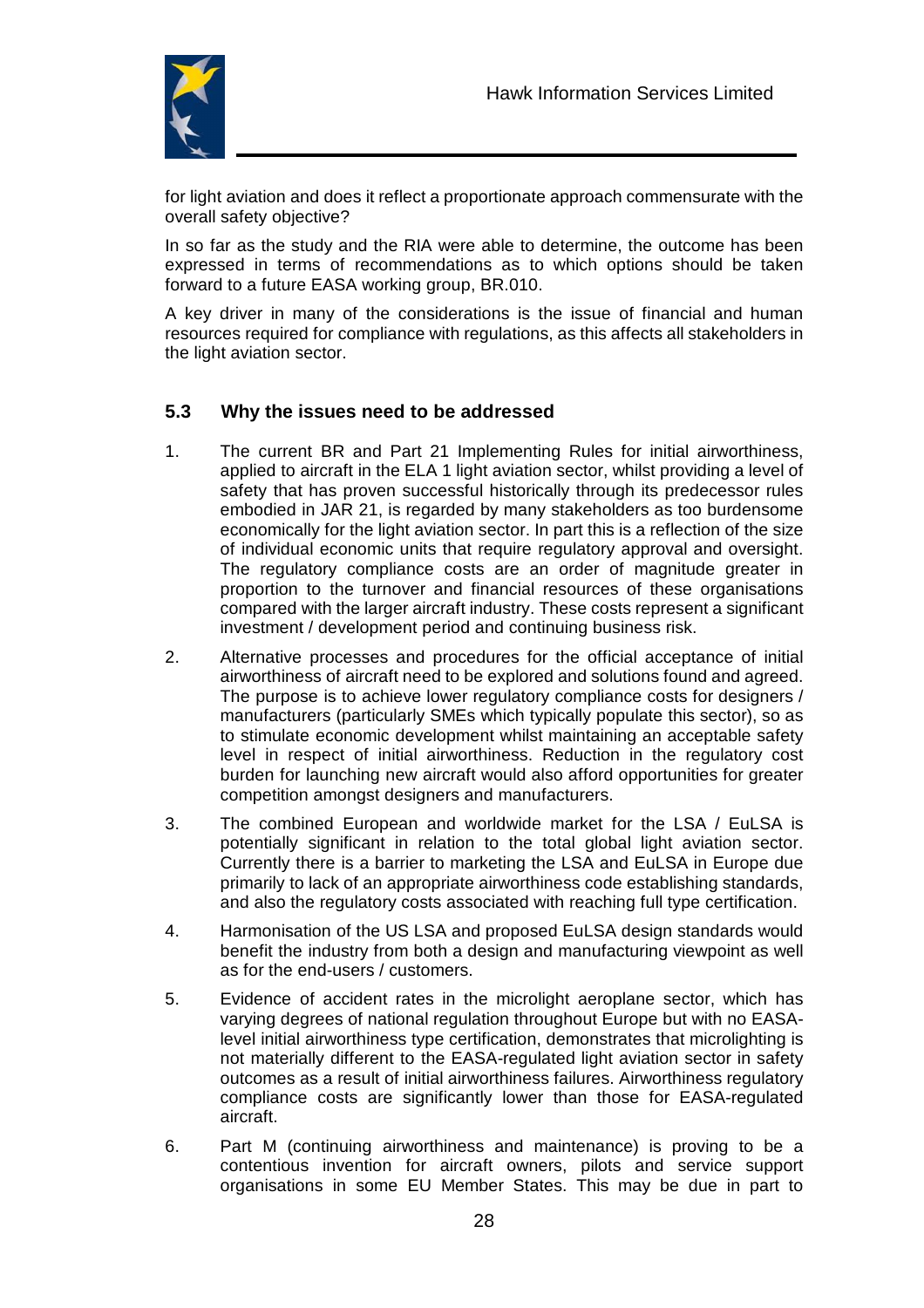for light aviation and does it reflect a proportionate approach commensurate with the overall safety objective?

In so far as the study and the RIA were able to determine, the outcome has been expressed in terms of recommendations as to which options should be taken forward to a future EASA working group, BR.010.

A key driver in many of the considerations is the issue of financial and human resources required for compliance with regulations, as this affects all stakeholders in the light aviation sector.

### 5.3 Why the issues need to be addressed

1. The current BR and Part 21 Implementing Rules for initial airworthiness, applied to aircraft in the ELA 1 light aviation sector, whilst providing a level of safety that has proven successful historically through its predecessor rules embodied in JAR 21, is regarded by many stakeholders as too burdensome economically for the light aviation sector. In part this is a reflection of the size of individual economic units that require regulatory approval and oversight. The regulatory compliance costs are an order of magnitude greater in proportion to the turnover and financial resources of these organisations compared with the larger aircraft industry. These costs represent a significant investment / development period and continuing business risk.

2. Alternative processes and procedures for the official acceptance of initial airworthiness of aircraft need to be explored and solutions found and agreed. The purpose is to achieve lower regulatory compliance costs for designers / manufacturers (particularly SMEs which typically populate this sector), so as to stimulate economic development whilst maintaining an acceptable safety level in respect of initial airworthiness. Reduction in the regulatory cost burden for launching new aircraft would also afford opportunities for greater competition amongst designers and manufacturers.

3. The combined European and worldwide market for the LSA / EuLSA is potentially significant in relation to the total global light aviation sector. Currently there is a barrier to marketing the LSA and EuLSA in Europe due primarily to lack of an appropriate airworthiness code establishing standards, and also the regulatory costs associated with reaching full type certification.

4. Harmonisation of the US LSA and proposed EuLSA design standards would benefit the industry from both a design and manufacturing viewpoint as well as for the end-users / customers.

5. Evidence of accident rates in the microlight aeroplane sector, which has varying degrees of national regulation throughout Europe but with no EASA-level initial airworthiness type certification, demonstrates that microlighting is not materially different to the EASA-regulated light aviation sector in safety outcomes as a result of initial airworthiness failures. Airworthiness regulatory compliance costs are significantly lower than those for EASA-regulated aircraft.

6. Part M (continuing airworthiness and maintenance) is proving to be a contentious invention for aircraft owners, pilots and service support organisations in some EU Member States. This may be due in part to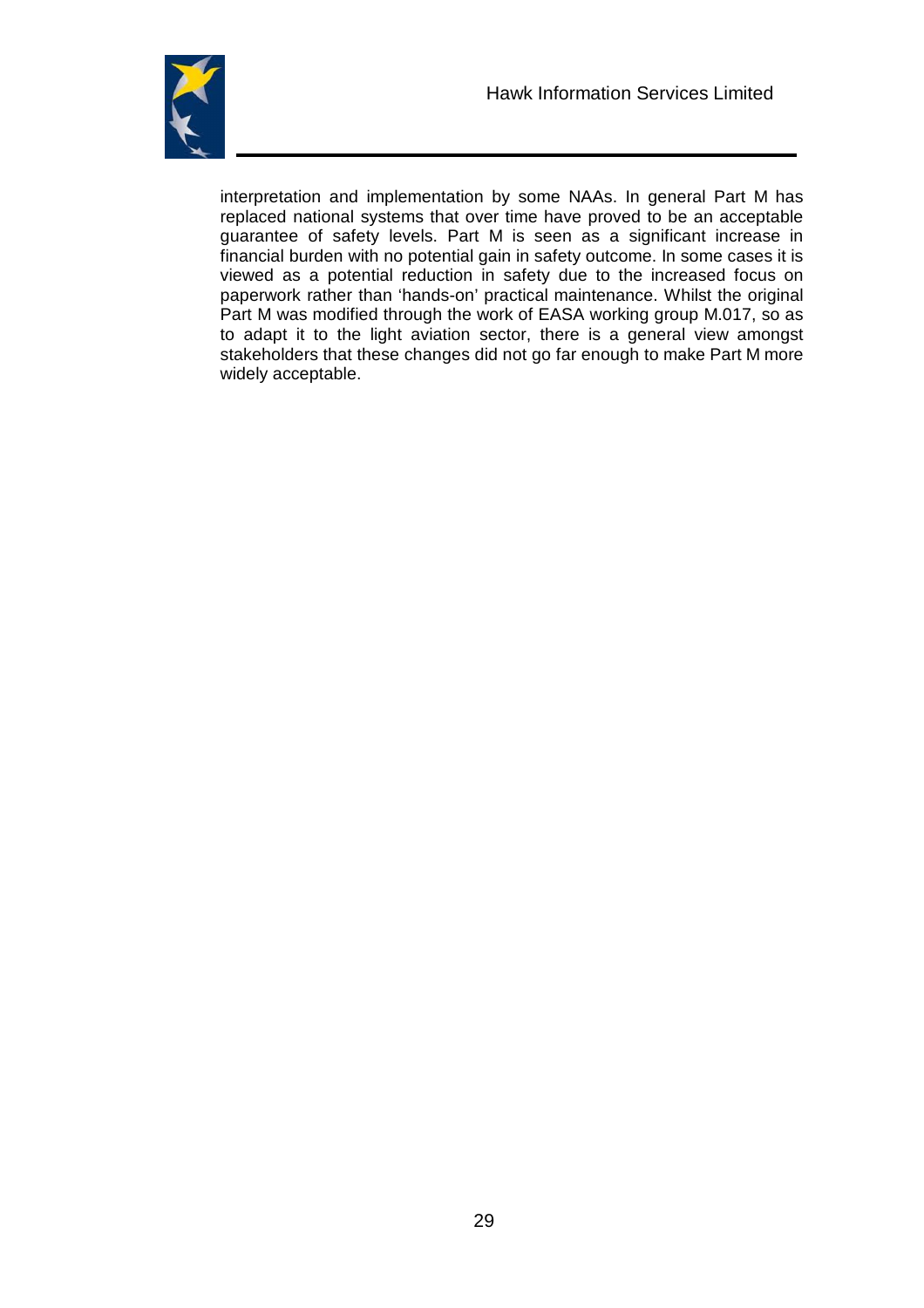interpretation and implementation by some NAAs. In general Part M has replaced national systems that over time have proved to be an acceptable guarantee of safety levels. Part M is seen as a significant increase in financial burden with no potential gain in safety outcome. In some cases it is viewed as a potential reduction in safety due to the increased focus on paperwork rather than 'hands-on' practical maintenance. Whilst the original Part M was modified through the work of EASA working group M.017, so as to adapt it to the light aviation sector, there is a general view amongst stakeholders that these changes did not go far enough to make Part M more widely acceptable.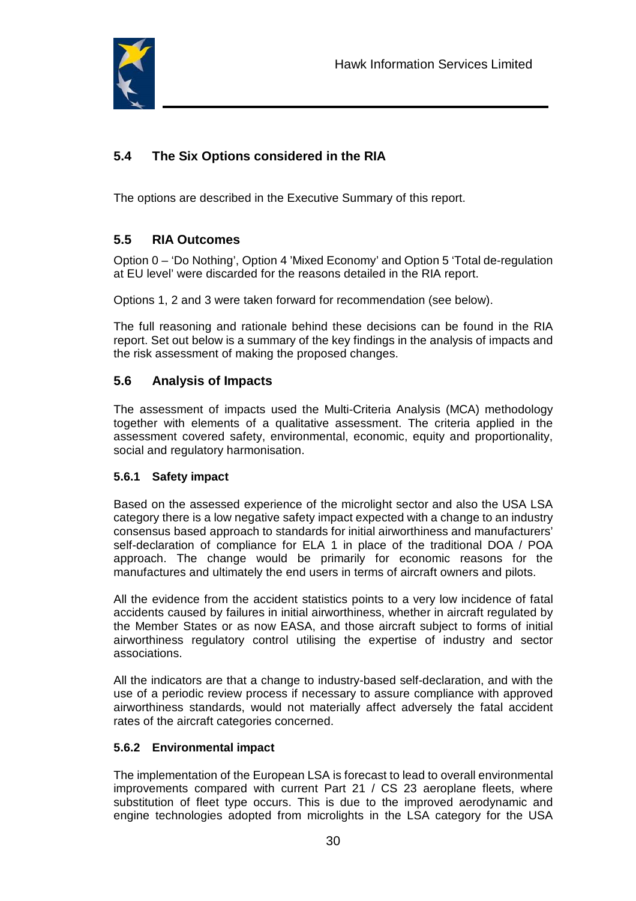## 5.4 The Six Options considered in the RIA

The options are described in the Executive Summary of this report.

## 5.5 RIA Outcomes

Option 0 – 'Do Nothing', Option 4 'Mixed Economy' and Option 5 'Total de-regulation at EU level' were discarded for the reasons detailed in the RIA report.

Options 1, 2 and 3 were taken forward for recommendation (see below).

The full reasoning and rationale behind these decisions can be found in the RIA report. Set out below is a summary of the key findings in the analysis of impacts and the risk assessment of making the proposed changes.

## 5.6 Analysis of Impacts

The assessment of impacts used the Multi-Criteria Analysis (MCA) methodology together with elements of a qualitative assessment. The criteria applied in the assessment covered safety, environmental, economic, equity and proportionality, social and regulatory harmonisation.

### 5.6.1 Safety impact

Based on the assessed experience of the microlight sector and also the USA LSA category there is a low negative safety impact expected with a change to an industry consensus based approach to standards for initial airworthiness and manufacturers' self-declaration of compliance for ELA 1 in place of the traditional DOA / POA approach. The change would be primarily for economic reasons for the manufactures and ultimately the end users in terms of aircraft owners and pilots.

All the evidence from the accident statistics points to a very low incidence of fatal accidents caused by failures in initial airworthiness, whether in aircraft regulated by the Member States or as now EASA, and those aircraft subject to forms of initial airworthiness regulatory control utilising the expertise of industry and sector associations.

All the indicators are that a change to industry-based self-declaration, and with the use of a periodic review process if necessary to assure compliance with approved airworthiness standards, would not materially affect adversely the fatal accident rates of the aircraft categories concerned.

### 5.6.2 Environmental impact

The implementation of the European LSA is forecast to lead to overall environmental improvements compared with current Part 21 / CS 23 aeroplane fleets, where substitution of fleet type occurs. This is due to the improved aerodynamic and engine technologies adopted from microlights in the LSA category for the USA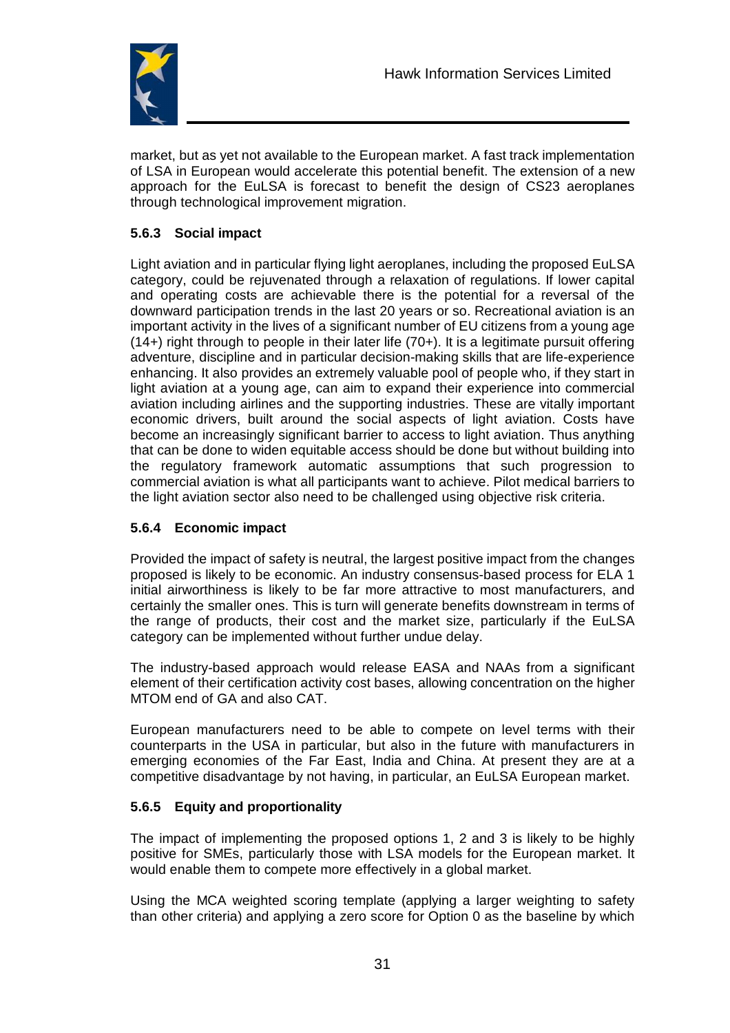market, but as yet not available to the European market. A fast track implementation of LSA in European would accelerate this potential benefit. The extension of a new approach for the EuLSA is forecast to benefit the design of CS23 aeroplanes through technological improvement migration.

### 5.6.3 Social impact

Light aviation and in particular flying light aeroplanes, including the proposed EuLSA category, could be rejuvenated through a relaxation of regulations. If lower capital and operating costs are achievable there is the potential for a reversal of the downward participation trends in the last 20 years or so. Recreational aviation is an important activity in the lives of a significant number of EU citizens from a young age (14+) right through to people in their later life (70+). It is a legitimate pursuit offering adventure, discipline and in particular decision-making skills that are life-experience enhancing. It also provides an extremely valuable pool of people who, if they start in light aviation at a young age, can aim to expand their experience into commercial aviation including airlines and the supporting industries. These are vitally important economic drivers, built around the social aspects of light aviation. Costs have become an increasingly significant barrier to access to light aviation. Thus anything that can be done to widen equitable access should be done but without building into the regulatory framework automatic assumptions that such progression to commercial aviation is what all participants want to achieve. Pilot medical barriers to the light aviation sector also need to be challenged using objective risk criteria.

### 5.6.4 Economic impact

Provided the impact of safety is neutral, the largest positive impact from the changes proposed is likely to be economic. An industry consensus-based process for ELA 1 initial airworthiness is likely to be far more attractive to most manufacturers, and certainly the smaller ones. This is turn will generate benefits downstream in terms of the range of products, their cost and the market size, particularly if the EuLSA category can be implemented without further undue delay.

The industry-based approach would release EASA and NAAs from a significant element of their certification activity cost bases, allowing concentration on the higher MTOM end of GA and also CAT.

European manufacturers need to be able to compete on level terms with their counterparts in the USA in particular, but also in the future with manufacturers in emerging economies of the Far East, India and China. At present they are at a competitive disadvantage by not having, in particular, an EuLSA European market.

### 5.6.5 Equity and proportionality

The impact of implementing the proposed options 1, 2 and 3 is likely to be highly positive for SMEs, particularly those with LSA models for the European market. It would enable them to compete more effectively in a global market.

Using the MCA weighted scoring template (applying a larger weighting to safety than other criteria) and applying a zero score for Option 0 as the baseline by which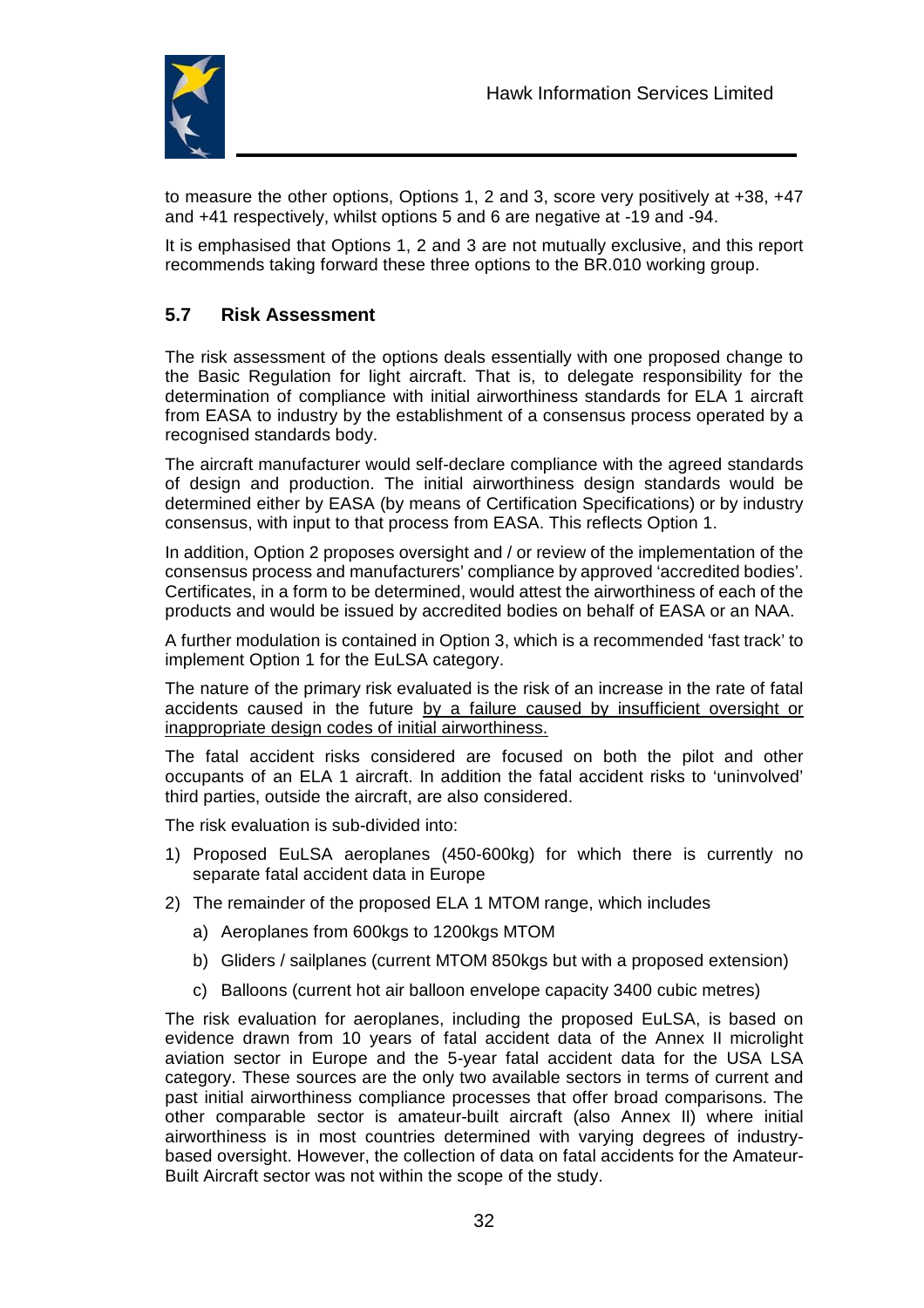to measure the other options, Options 1, 2 and 3, score very positively at +38, +47 and +41 respectively, whilst options 5 and 6 are negative at -19 and -94.

It is emphasised that Options 1, 2 and 3 are not mutually exclusive, and this report recommends taking forward these three options to the BR.010 working group.

## 5.7 Risk Assessment

The risk assessment of the options deals essentially with one proposed change to the Basic Regulation for light aircraft. That is, to delegate responsibility for the determination of compliance with initial airworthiness standards for ELA 1 aircraft from EASA to industry by the establishment of a consensus process operated by a recognised standards body.

The aircraft manufacturer would self-declare compliance with the agreed standards of design and production. The initial airworthiness design standards would be determined either by EASA (by means of Certification Specifications) or by industry consensus, with input to that process from EASA. This reflects Option 1.

In addition, Option 2 proposes oversight and / or review of the implementation of the consensus process and manufacturers' compliance by approved 'accredited bodies'. Certificates, in a form to be determined, would attest the airworthiness of each of the products and would be issued by accredited bodies on behalf of EASA or an NAA.

A further modulation is contained in Option 3, which is a recommended 'fast track' to implement Option 1 for the EuLSA category.

The nature of the primary risk evaluated is the risk of an increase in the rate of fatal accidents caused in the future by a failure caused by insufficient oversight or inappropriate design codes of initial airworthiness.

The fatal accident risks considered are focused on both the pilot and other occupants of an ELA 1 aircraft. In addition the fatal accident risks to 'uninvolved' third parties, outside the aircraft, are also considered.

The risk evaluation is sub-divided into:

1) Proposed EuLSA aeroplanes (450-600kg) for which there is currently no separate fatal accident data in Europe
2) The remainder of the proposed ELA 1 MTOM range, which includes
    a) Aeroplanes from 600kgs to 1200kgs MTOM
    b) Gliders / sailplanes (current MTOM 850kgs but with a proposed extension)
    c) Balloons (current hot air balloon envelope capacity 3400 cubic metres)

The risk evaluation for aeroplanes, including the proposed EuLSA, is based on evidence drawn from 10 years of fatal accident data of the Annex II microlight aviation sector in Europe and the 5-year fatal accident data for the USA LSA category. These sources are the only two available sectors in terms of current and past initial airworthiness compliance processes that offer broad comparisons. The other comparable sector is amateur-built aircraft (also Annex II) where initial airworthiness is in most countries determined with varying degrees of industry-based oversight. However, the collection of data on fatal accidents for the Amateur-Built Aircraft sector was not within the scope of the study.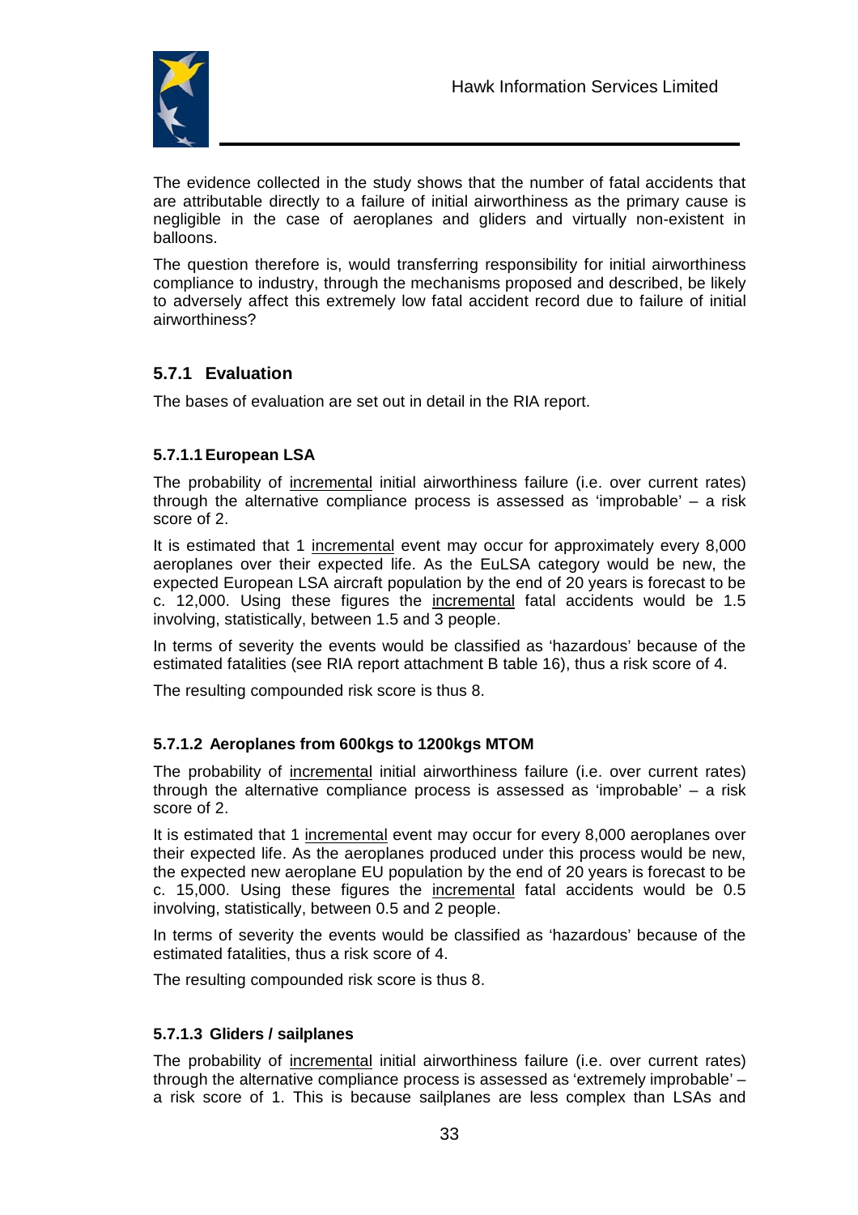The evidence collected in the study shows that the number of fatal accidents that are attributable directly to a failure of initial airworthiness as the primary cause is negligible in the case of aeroplanes and gliders and virtually non-existent in balloons.

The question therefore is, would transferring responsibility for initial airworthiness compliance to industry, through the mechanisms proposed and described, be likely to adversely affect this extremely low fatal accident record due to failure of initial airworthiness?

### 5.7.1 Evaluation

The bases of evaluation are set out in detail in the RIA report.

#### 5.7.1.1 European LSA

The probability of incremental initial airworthiness failure (i.e. over current rates) through the alternative compliance process is assessed as 'improbable' – a risk score of 2.

It is estimated that 1 incremental event may occur for approximately every 8,000 aeroplanes over their expected life. As the EuLSA category would be new, the expected European LSA aircraft population by the end of 20 years is forecast to be c. 12,000. Using these figures the incremental fatal accidents would be 1.5 involving, statistically, between 1.5 and 3 people.

In terms of severity the events would be classified as 'hazardous' because of the estimated fatalities (see RIA report attachment B table 16), thus a risk score of 4.

The resulting compounded risk score is thus 8.

#### 5.7.1.2 Aeroplanes from 600kgs to 1200kgs MTOM

The probability of incremental initial airworthiness failure (i.e. over current rates) through the alternative compliance process is assessed as 'improbable' – a risk score of 2.

It is estimated that 1 incremental event may occur for every 8,000 aeroplanes over their expected life. As the aeroplanes produced under this process would be new, the expected new aeroplane EU population by the end of 20 years is forecast to be c. 15,000. Using these figures the incremental fatal accidents would be 0.5 involving, statistically, between 0.5 and 2 people.

In terms of severity the events would be classified as 'hazardous' because of the estimated fatalities, thus a risk score of 4.

The resulting compounded risk score is thus 8.

#### 5.7.1.3 Gliders / sailplanes

The probability of incremental initial airworthiness failure (i.e. over current rates) through the alternative compliance process is assessed as 'extremely improbable' – a risk score of 1. This is because sailplanes are less complex than LSAs and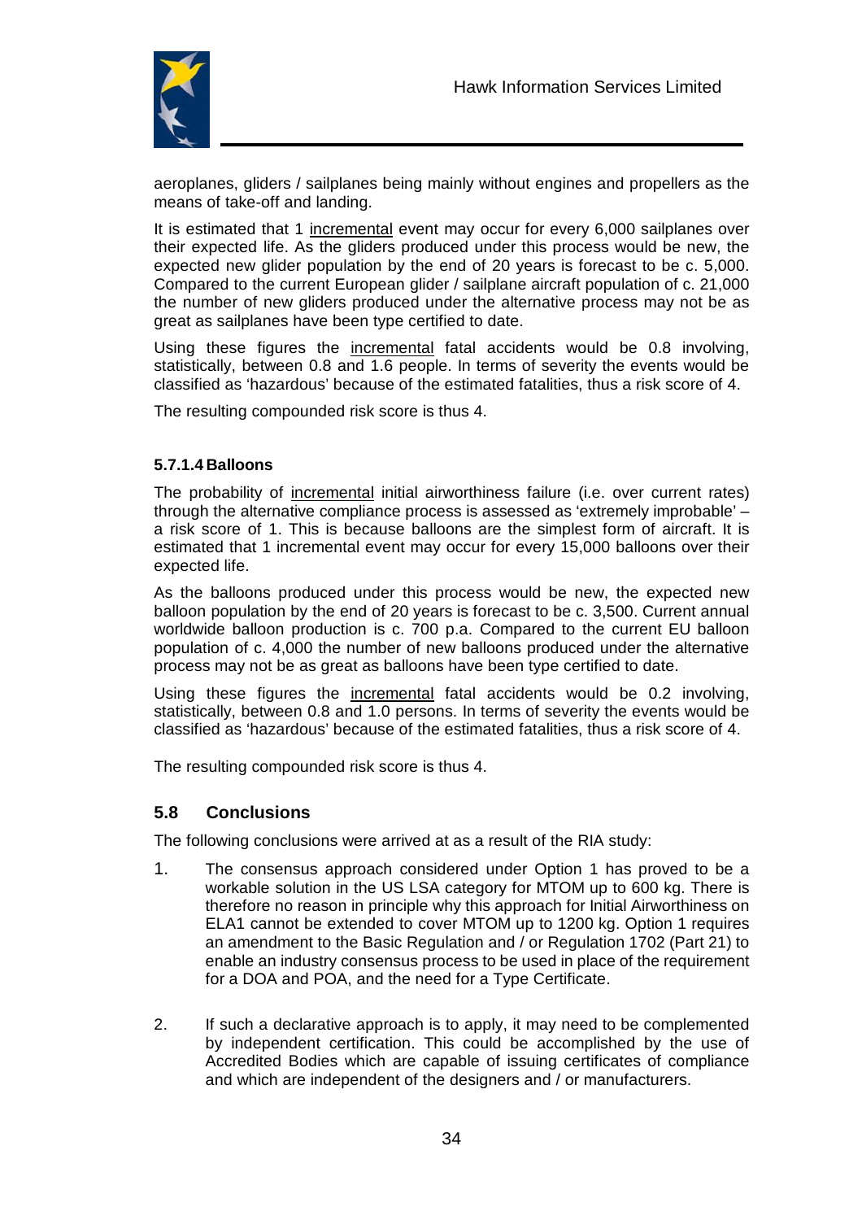aeroplanes, gliders / sailplanes being mainly without engines and propellers as the means of take-off and landing.

It is estimated that 1 incremental event may occur for every 6,000 sailplanes over their expected life. As the gliders produced under this process would be new, the expected new glider population by the end of 20 years is forecast to be c. 5,000. Compared to the current European glider / sailplane aircraft population of c. 21,000 the number of new gliders produced under the alternative process may not be as great as sailplanes have been type certified to date.

Using these figures the incremental fatal accidents would be 0.8 involving, statistically, between 0.8 and 1.6 people. In terms of severity the events would be classified as 'hazardous' because of the estimated fatalities, thus a risk score of 4.

The resulting compounded risk score is thus 4.

#### 5.7.1.4 Balloons

The probability of incremental initial airworthiness failure (i.e. over current rates) through the alternative compliance process is assessed as 'extremely improbable' – a risk score of 1. This is because balloons are the simplest form of aircraft. It is estimated that 1 incremental event may occur for every 15,000 balloons over their expected life.

As the balloons produced under this process would be new, the expected new balloon population by the end of 20 years is forecast to be c. 3,500. Current annual worldwide balloon production is c. 700 p.a. Compared to the current EU balloon population of c. 4,000 the number of new balloons produced under the alternative process may not be as great as balloons have been type certified to date.

Using these figures the incremental fatal accidents would be 0.2 involving, statistically, between 0.8 and 1.0 persons. In terms of severity the events would be classified as 'hazardous' because of the estimated fatalities, thus a risk score of 4.

The resulting compounded risk score is thus 4.

### 5.8 Conclusions

The following conclusions were arrived at as a result of the RIA study:

1. The consensus approach considered under Option 1 has proved to be a workable solution in the US LSA category for MTOM up to 600 kg. There is therefore no reason in principle why this approach for Initial Airworthiness on ELA1 cannot be extended to cover MTOM up to 1200 kg. Option 1 requires an amendment to the Basic Regulation and / or Regulation 1702 (Part 21) to enable an industry consensus process to be used in place of the requirement for a DOA and POA, and the need for a Type Certificate.

2. If such a declarative approach is to apply, it may need to be complemented by independent certification. This could be accomplished by the use of Accredited Bodies which are capable of issuing certificates of compliance and which are independent of the designers and / or manufacturers.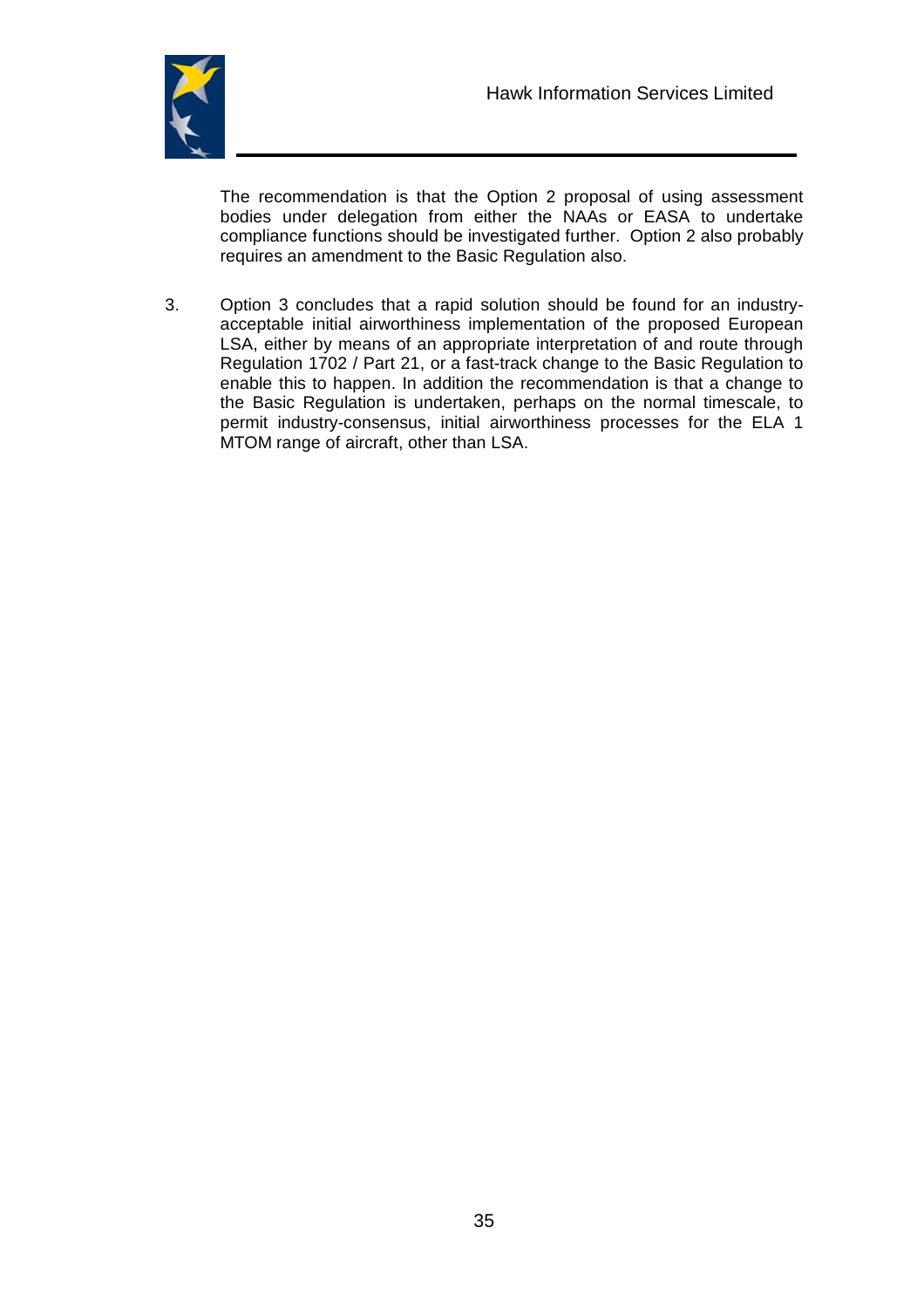The recommendation is that the Option 2 proposal of using assessment bodies under delegation from either the NAAs or EASA to undertake compliance functions should be investigated further. Option 2 also probably requires an amendment to the Basic Regulation also.

3. Option 3 concludes that a rapid solution should be found for an industry-acceptable initial airworthiness implementation of the proposed European LSA, either by means of an appropriate interpretation of and route through Regulation 1702 / Part 21, or a fast-track change to the Basic Regulation to enable this to happen. In addition the recommendation is that a change to the Basic Regulation is undertaken, perhaps on the normal timescale, to permit industry-consensus, initial airworthiness processes for the ELA 1 MTOM range of aircraft, other than LSA.